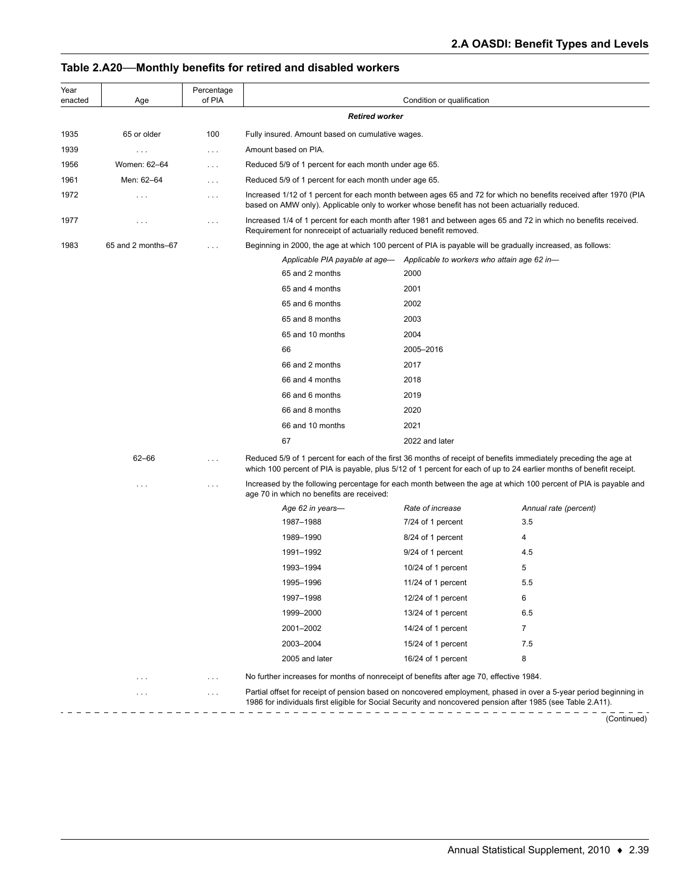## Table 2.A20—Monthly benefits for retired and disabled workers

| Year enacted | Age | Percentage of PIA | Condition or qualification |
|---|---|---|---|
| | | | ***Retired worker*** |
| 1935 | 65 or older | 100 | Fully insured. Amount based on cumulative wages. |
| 1939 | . . . | . . . | Amount based on PIA. |
| 1956 | Women: 62–64 | . . . | Reduced 5/9 of 1 percent for each month under age 65. |
| 1961 | Men: 62–64 | . . . | Reduced 5/9 of 1 percent for each month under age 65. |
| 1972 | . . . | . . . | Increased 1/12 of 1 percent for each month between ages 65 and 72 for which no benefits received after 1970 (PIA based on AMW only). Applicable only to worker whose benefit has not been actuarially reduced. |
| 1977 | . . . | . . . | Increased 1/4 of 1 percent for each month after 1981 and between ages 65 and 72 in which no benefits received. Requirement for nonreceipt of actuarially reduced benefit removed. |
| 1983 | 65 and 2 months–67 | . . . | Beginning in 2000, the age at which 100 percent of PIA is payable will be gradually increased, as follows: |

| *Applicable PIA payable at age—* | *Applicable to workers who attain age 62 in—* |
|---|---|
| 65 and 2 months | 2000 |
| 65 and 4 months | 2001 |
| 65 and 6 months | 2002 |
| 65 and 8 months | 2003 |
| 65 and 10 months | 2004 |
| 66 | 2005–2016 |
| 66 and 2 months | 2017 |
| 66 and 4 months | 2018 |
| 66 and 6 months | 2019 |
| 66 and 8 months | 2020 |
| 66 and 10 months | 2021 |
| 67 | 2022 and later |

| Year enacted | Age | Percentage of PIA | Condition or qualification |
|---|---|---|---|
| | 62–66 | . . . | Reduced 5/9 of 1 percent for each of the first 36 months of receipt of benefits immediately preceding the age at which 100 percent of PIA is payable, plus 5/12 of 1 percent for each of up to 24 earlier months of benefit receipt. |
| | . . . | . . . | Increased by the following percentage for each month between the age at which 100 percent of PIA is payable and age 70 in which no benefits are received: |

| *Age 62 in years—* | *Rate of increase* | *Annual rate (percent)* |
|---|---|---|
| 1987–1988 | 7/24 of 1 percent | 3.5 |
| 1989–1990 | 8/24 of 1 percent | 4 |
| 1991–1992 | 9/24 of 1 percent | 4.5 |
| 1993–1994 | 10/24 of 1 percent | 5 |
| 1995–1996 | 11/24 of 1 percent | 5.5 |
| 1997–1998 | 12/24 of 1 percent | 6 |
| 1999–2000 | 13/24 of 1 percent | 6.5 |
| 2001–2002 | 14/24 of 1 percent | 7 |
| 2003–2004 | 15/24 of 1 percent | 7.5 |
| 2005 and later | 16/24 of 1 percent | 8 |

| Year enacted | Age | Percentage of PIA | Condition or qualification |
|---|---|---|---|
| | . . . | . . . | No further increases for months of nonreceipt of benefits after age 70, effective 1984. |
| | . . . | . . . | Partial offset for receipt of pension based on noncovered employment, phased in over a 5-year period beginning in 1986 for individuals first eligible for Social Security and noncovered pension after 1985 (see Table 2.A11). |

(Continued)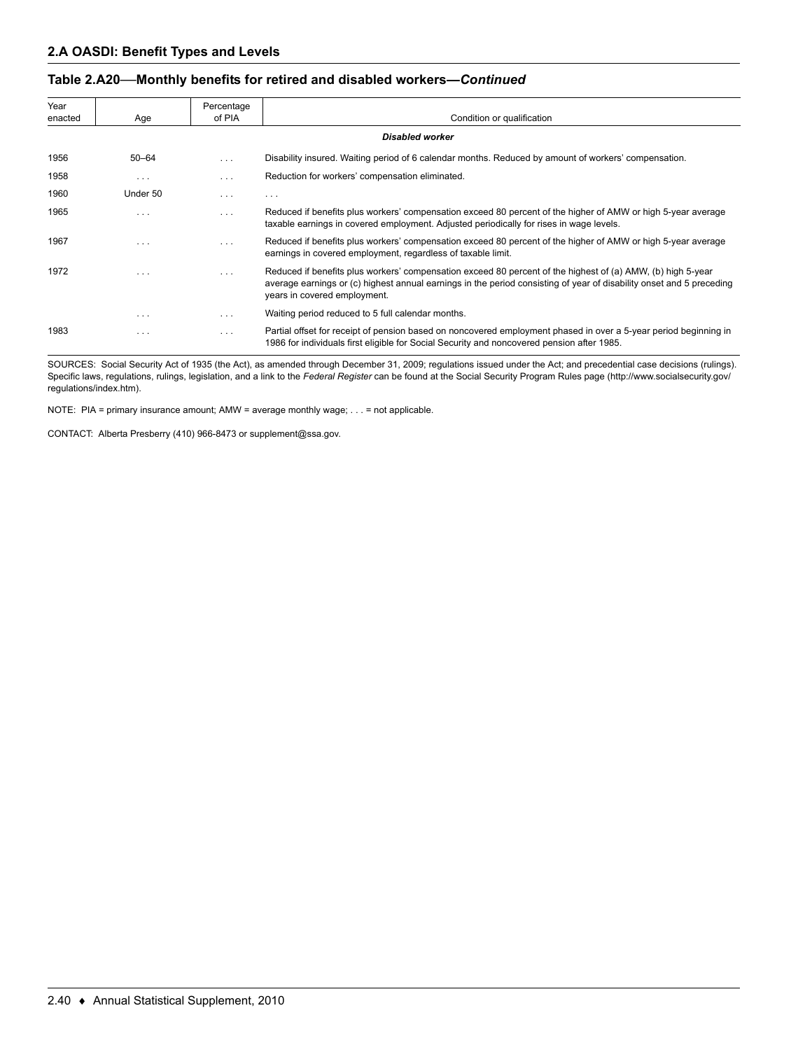## 2.A OASDI: Benefit Types and Levels

### Table 2.A20—Monthly benefits for retired and disabled workers—*Continued*

| Year enacted | Age | Percentage of PIA | Condition or qualification |
|---|---|---|---|
| | | | ***Disabled worker*** |
| 1956 | 50–64 | . . . | Disability insured. Waiting period of 6 calendar months. Reduced by amount of workers' compensation. |
| 1958 | . . . | . . . | Reduction for workers' compensation eliminated. |
| 1960 | Under 50 | . . . | . . . |
| 1965 | . . . | . . . | Reduced if benefits plus workers' compensation exceed 80 percent of the higher of AMW or high 5-year average taxable earnings in covered employment. Adjusted periodically for rises in wage levels. |
| 1967 | . . . | . . . | Reduced if benefits plus workers' compensation exceed 80 percent of the higher of AMW or high 5-year average earnings in covered employment, regardless of taxable limit. |
| 1972 | . . . | . . . | Reduced if benefits plus workers' compensation exceed 80 percent of the highest of (a) AMW, (b) high 5-year average earnings or (c) highest annual earnings in the period consisting of year of disability onset and 5 preceding years in covered employment. |
| | . . . | . . . | Waiting period reduced to 5 full calendar months. |
| 1983 | . . . | . . . | Partial offset for receipt of pension based on noncovered employment phased in over a 5-year period beginning in 1986 for individuals first eligible for Social Security and noncovered pension after 1985. |

SOURCES: Social Security Act of 1935 (the Act), as amended through December 31, 2009; regulations issued under the Act; and precedential case decisions (rulings). Specific laws, regulations, rulings, legislation, and a link to the *Federal Register* can be found at the Social Security Program Rules page (http://www.socialsecurity.gov/regulations/index.htm).

NOTE: PIA = primary insurance amount; AMW = average monthly wage; . . . = not applicable.

CONTACT: Alberta Presberry (410) 966-8473 or supplement@ssa.gov.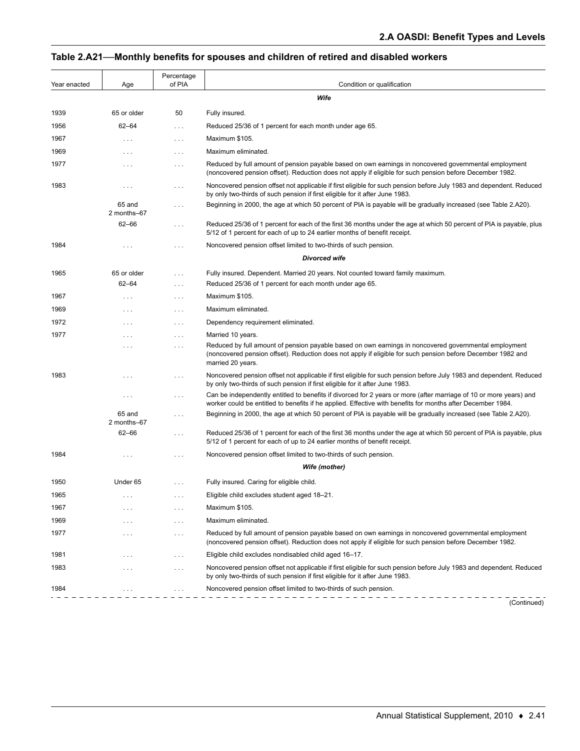## Table 2.A21—Monthly benefits for spouses and children of retired and disabled workers

| Year enacted | Age | Percentage of PIA | Condition or qualification |
|---|---|---|---|
| | | | ***Wife*** |
| 1939 | 65 or older | 50 | Fully insured. |
| 1956 | 62–64 | . . . | Reduced 25/36 of 1 percent for each month under age 65. |
| 1967 | . . . | . . . | Maximum $105. |
| 1969 | . . . | . . . | Maximum eliminated. |
| 1977 | . . . | . . . | Reduced by full amount of pension payable based on own earnings in noncovered governmental employment (noncovered pension offset). Reduction does not apply if eligible for such pension before December 1982. |
| 1983 | . . . | . . . | Noncovered pension offset not applicable if first eligible for such pension before July 1983 and dependent. Reduced by only two-thirds of such pension if first eligible for it after June 1983. |
| | 65 and 2 months–67 | . . . | Beginning in 2000, the age at which 50 percent of PIA is payable will be gradually increased (see Table 2.A20). |
| | 62–66 | . . . | Reduced 25/36 of 1 percent for each of the first 36 months under the age at which 50 percent of PIA is payable, plus 5/12 of 1 percent for each of up to 24 earlier months of benefit receipt. |
| 1984 | . . . | . . . | Noncovered pension offset limited to two-thirds of such pension. |
| | | | ***Divorced wife*** |
| 1965 | 65 or older | . . . | Fully insured. Dependent. Married 20 years. Not counted toward family maximum. |
| | 62–64 | . . . | Reduced 25/36 of 1 percent for each month under age 65. |
| 1967 | . . . | . . . | Maximum $105. |
| 1969 | . . . | . . . | Maximum eliminated. |
| 1972 | . . . | . . . | Dependency requirement eliminated. |
| 1977 | . . . | . . . | Married 10 years. |
| | . . . | . . . | Reduced by full amount of pension payable based on own earnings in noncovered governmental employment (noncovered pension offset). Reduction does not apply if eligible for such pension before December 1982 and married 20 years. |
| 1983 | . . . | . . . | Noncovered pension offset not applicable if first eligible for such pension before July 1983 and dependent. Reduced by only two-thirds of such pension if first eligible for it after June 1983. |
| | . . . | . . . | Can be independently entitled to benefits if divorced for 2 years or more (after marriage of 10 or more years) and worker could be entitled to benefits if he applied. Effective with benefits for months after December 1984. |
| | 65 and 2 months–67 | . . . | Beginning in 2000, the age at which 50 percent of PIA is payable will be gradually increased (see Table 2.A20). |
| | 62–66 | . . . | Reduced 25/36 of 1 percent for each of the first 36 months under the age at which 50 percent of PIA is payable, plus 5/12 of 1 percent for each of up to 24 earlier months of benefit receipt. |
| 1984 | . . . | . . . | Noncovered pension offset limited to two-thirds of such pension. |
| | | | ***Wife (mother)*** |
| 1950 | Under 65 | . . . | Fully insured. Caring for eligible child. |
| 1965 | . . . | . . . | Eligible child excludes student aged 18–21. |
| 1967 | . . . | . . . | Maximum $105. |
| 1969 | . . . | . . . | Maximum eliminated. |
| 1977 | . . . | . . . | Reduced by full amount of pension payable based on own earnings in noncovered governmental employment (noncovered pension offset). Reduction does not apply if eligible for such pension before December 1982. |
| 1981 | . . . | . . . | Eligible child excludes nondisabled child aged 16–17. |
| 1983 | . . . | . . . | Noncovered pension offset not applicable if first eligible for such pension before July 1983 and dependent. Reduced by only two-thirds of such pension if first eligible for it after June 1983. |
| 1984 | . . . | . . . | Noncovered pension offset limited to two-thirds of such pension. |

(Continued)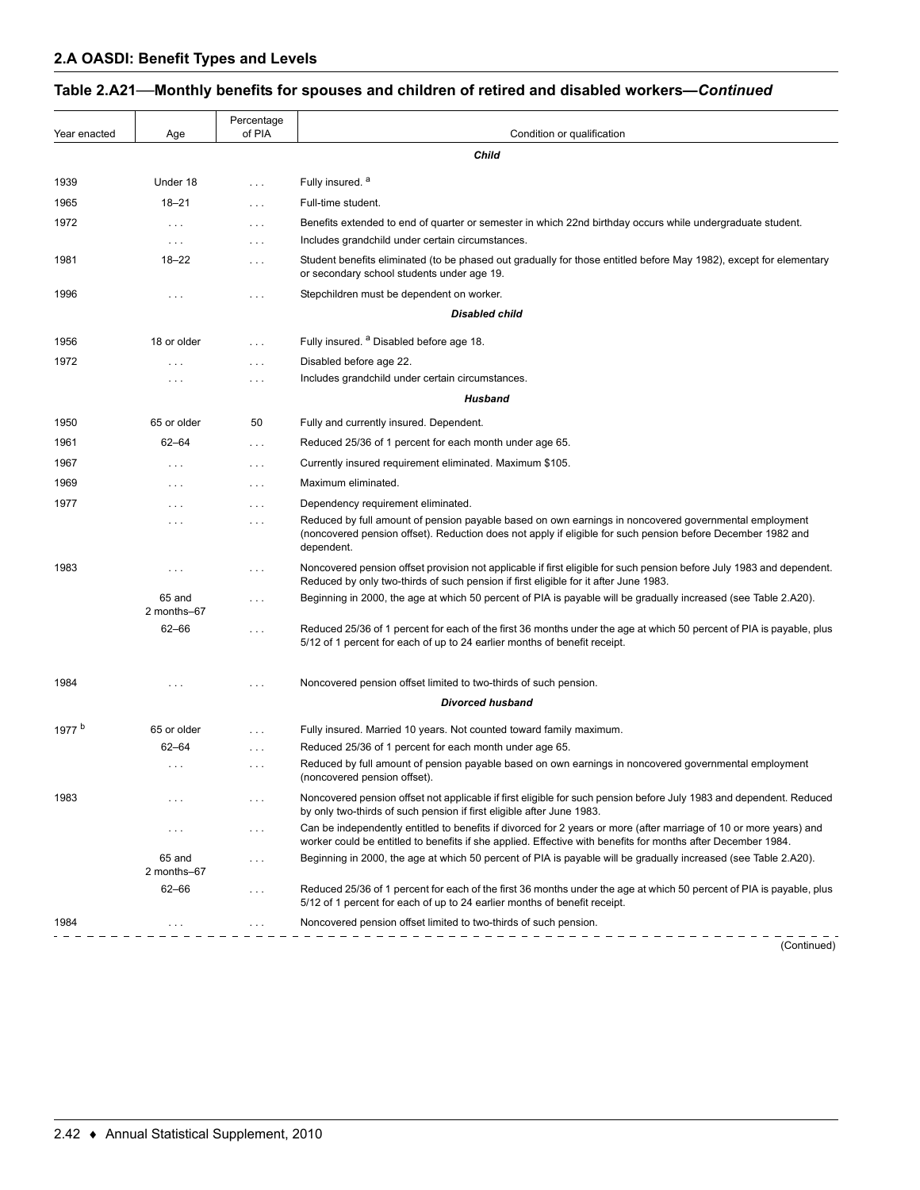## 2.A OASDI: Benefit Types and Levels

### Table 2.A21—Monthly benefits for spouses and children of retired and disabled workers—*Continued*

| Year enacted | Age | Percentage of PIA | Condition or qualification |
|---|---|---|---|
| | | | ***Child*** |
| 1939 | Under 18 | . . . | Fully insured. [a] |
| 1965 | 18–21 | . . . | Full-time student. |
| 1972 | . . . | . . . | Benefits extended to end of quarter or semester in which 22nd birthday occurs while undergraduate student. |
| | . . . | . . . | Includes grandchild under certain circumstances. |
| 1981 | 18–22 | . . . | Student benefits eliminated (to be phased out gradually for those entitled before May 1982), except for elementary or secondary school students under age 19. |
| 1996 | . . . | . . . | Stepchildren must be dependent on worker. |
| | | | ***Disabled child*** |
| 1956 | 18 or older | . . . | Fully insured. [a] Disabled before age 18. |
| 1972 | . . . | . . . | Disabled before age 22. |
| | . . . | . . . | Includes grandchild under certain circumstances. |
| | | | ***Husband*** |
| 1950 | 65 or older | 50 | Fully and currently insured. Dependent. |
| 1961 | 62–64 | . . . | Reduced 25/36 of 1 percent for each month under age 65. |
| 1967 | . . . | . . . | Currently insured requirement eliminated. Maximum $105. |
| 1969 | . . . | . . . | Maximum eliminated. |
| 1977 | . . . | . . . | Dependency requirement eliminated. |
| | . . . | . . . | Reduced by full amount of pension payable based on own earnings in noncovered governmental employment (noncovered pension offset). Reduction does not apply if eligible for such pension before December 1982 and dependent. |
| 1983 | . . . | . . . | Noncovered pension offset provision not applicable if first eligible for such pension before July 1983 and dependent. Reduced by only two-thirds of such pension if first eligible for it after June 1983. |
| | 65 and 2 months–67 | . . . | Beginning in 2000, the age at which 50 percent of PIA is payable will be gradually increased (see Table 2.A20). |
| | 62–66 | . . . | Reduced 25/36 of 1 percent for each of the first 36 months under the age at which 50 percent of PIA is payable, plus 5/12 of 1 percent for each of up to 24 earlier months of benefit receipt. |
| 1984 | . . . | . . . | Noncovered pension offset limited to two-thirds of such pension. |
| | | | ***Divorced husband*** |
| 1977 [b] | 65 or older | . . . | Fully insured. Married 10 years. Not counted toward family maximum. |
| | 62–64 | . . . | Reduced 25/36 of 1 percent for each month under age 65. |
| | . . . | . . . | Reduced by full amount of pension payable based on own earnings in noncovered governmental employment (noncovered pension offset). |
| 1983 | . . . | . . . | Noncovered pension offset not applicable if first eligible for such pension before July 1983 and dependent. Reduced by only two-thirds of such pension if first eligible after June 1983. |
| | . . . | . . . | Can be independently entitled to benefits if divorced for 2 years or more (after marriage of 10 or more years) and worker could be entitled to benefits if she applied. Effective with benefits for months after December 1984. |
| | 65 and 2 months–67 | . . . | Beginning in 2000, the age at which 50 percent of PIA is payable will be gradually increased (see Table 2.A20). |
| | 62–66 | . . . | Reduced 25/36 of 1 percent for each of the first 36 months under the age at which 50 percent of PIA is payable, plus 5/12 of 1 percent for each of up to 24 earlier months of benefit receipt. |
| 1984 | . . . | . . . | Noncovered pension offset limited to two-thirds of such pension. |

(Continued)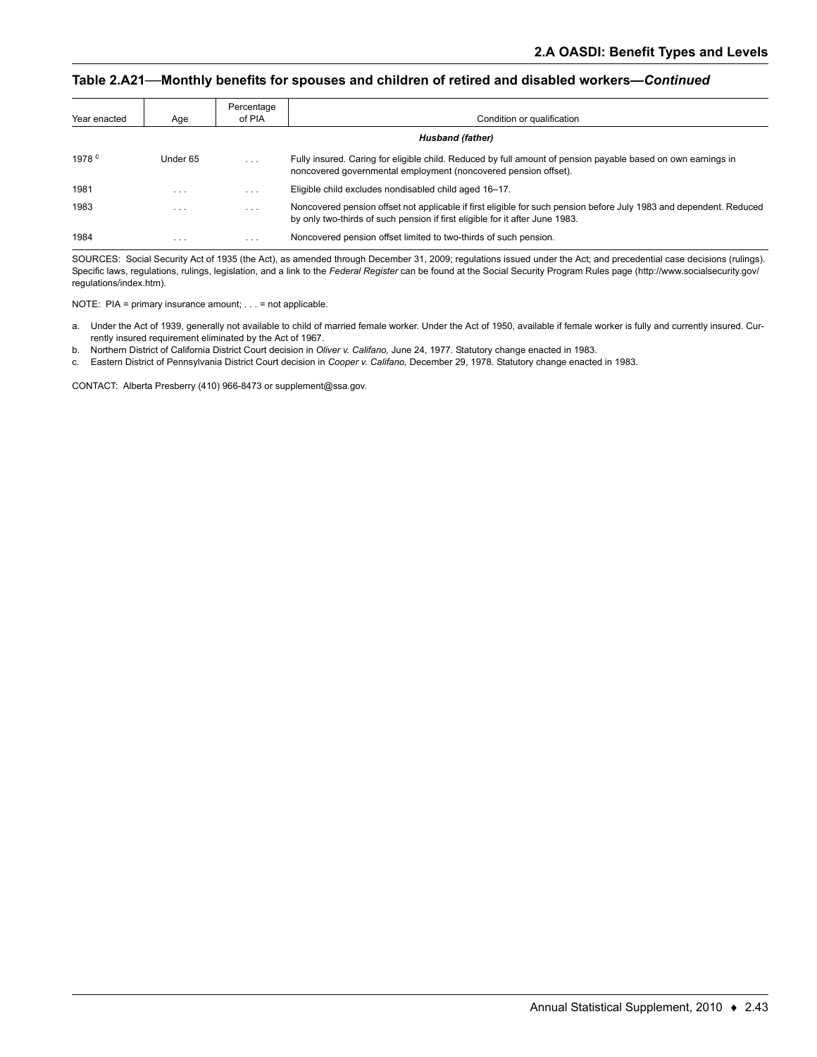## Table 2.A21—Monthly benefits for spouses and children of retired and disabled workers—*Continued*

| Year enacted | Age | Percentage of PIA | Condition or qualification |
|---|---|---|---|
| | | | ***Husband (father)*** |
| 1978 [c] | Under 65 | . . . | Fully insured. Caring for eligible child. Reduced by full amount of pension payable based on own earnings in noncovered governmental employment (noncovered pension offset). |
| 1981 | . . . | . . . | Eligible child excludes nondisabled child aged 16–17. |
| 1983 | . . . | . . . | Noncovered pension offset not applicable if first eligible for such pension before July 1983 and dependent. Reduced by only two-thirds of such pension if first eligible for it after June 1983. |
| 1984 | . . . | . . . | Noncovered pension offset limited to two-thirds of such pension. |

SOURCES: Social Security Act of 1935 (the Act), as amended through December 31, 2009; regulations issued under the Act; and precedential case decisions (rulings). Specific laws, regulations, rulings, legislation, and a link to the *Federal Register* can be found at the Social Security Program Rules page (http://www.socialsecurity.gov/regulations/index.htm).

NOTE: PIA = primary insurance amount; . . . = not applicable.

a. Under the Act of 1939, generally not available to child of married female worker. Under the Act of 1950, available if female worker is fully and currently insured. Currently insured requirement eliminated by the Act of 1967.

b. Northern District of California District Court decision in *Oliver v. Califano,* June 24, 1977. Statutory change enacted in 1983.

c. Eastern District of Pennsylvania District Court decision in *Cooper v. Califano,* December 29, 1978. Statutory change enacted in 1983.

CONTACT: Alberta Presberry (410) 966-8473 or supplement@ssa.gov.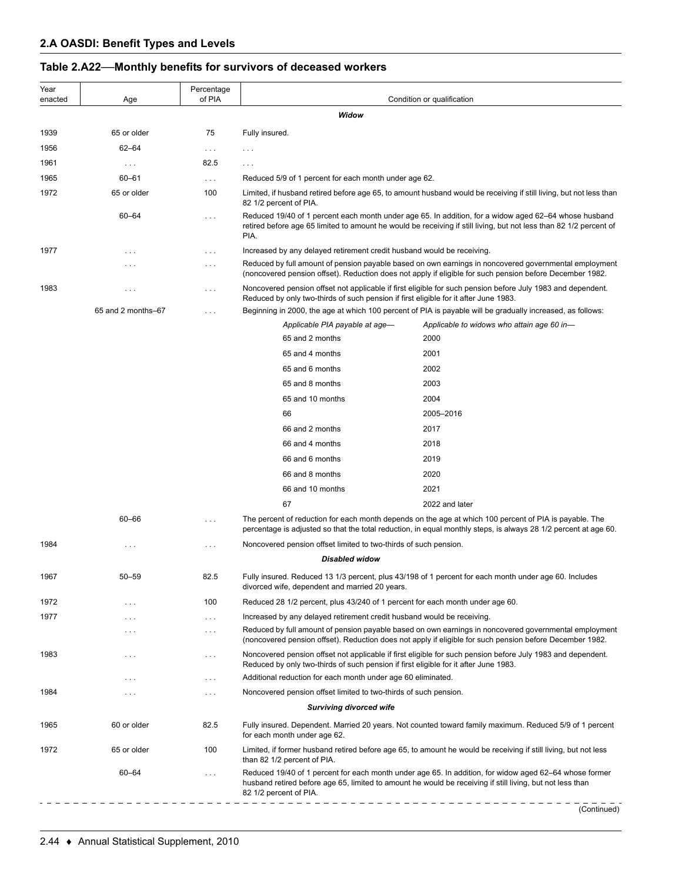## 2.A OASDI: Benefit Types and Levels

### Table 2.A22—Monthly benefits for survivors of deceased workers

| Year enacted | Age | Percentage of PIA | Condition or qualification |
|---|---|---|---|
| | | | ***Widow*** |
| 1939 | 65 or older | 75 | Fully insured. |
| 1956 | 62–64 | . . . | . . . |
| 1961 | . . . | 82.5 | . . . |
| 1965 | 60–61 | . . . | Reduced 5/9 of 1 percent for each month under age 62. |
| 1972 | 65 or older | 100 | Limited, if husband retired before age 65, to amount husband would be receiving if still living, but not less than 82 1/2 percent of PIA. |
| | 60–64 | . . . | Reduced 19/40 of 1 percent each month under age 65. In addition, for a widow aged 62–64 whose husband retired before age 65 limited to amount he would be receiving if still living, but not less than 82 1/2 percent of PIA. |
| 1977 | . . . | . . . | Increased by any delayed retirement credit husband would be receiving. |
| | . . . | . . . | Reduced by full amount of pension payable based on own earnings in noncovered governmental employment (noncovered pension offset). Reduction does not apply if eligible for such pension before December 1982. |
| 1983 | . . . | . . . | Noncovered pension offset not applicable if first eligible for such pension before July 1983 and dependent. Reduced by only two-thirds of such pension if first eligible for it after June 1983. |
| | 65 and 2 months–67 | . . . | Beginning in 2000, the age at which 100 percent of PIA is payable will be gradually increased, as follows: *Applicable PIA payable at age—* / *Applicable to widows who attain age 60 in—*: 65 and 2 months / 2000; 65 and 4 months / 2001; 65 and 6 months / 2002; 65 and 8 months / 2003; 65 and 10 months / 2004; 66 / 2005–2016; 66 and 2 months / 2017; 66 and 4 months / 2018; 66 and 6 months / 2019; 66 and 8 months / 2020; 66 and 10 months / 2021; 67 / 2022 and later |
| | 60–66 | . . . | The percent of reduction for each month depends on the age at which 100 percent of PIA is payable. The percentage is adjusted so that the total reduction, in equal monthly steps, is always 28 1/2 percent at age 60. |
| 1984 | . . . | . . . | Noncovered pension offset limited to two-thirds of such pension. |
| | | | ***Disabled widow*** |
| 1967 | 50–59 | 82.5 | Fully insured. Reduced 13 1/3 percent, plus 43/198 of 1 percent for each month under age 60. Includes divorced wife, dependent and married 20 years. |
| 1972 | . . . | 100 | Reduced 28 1/2 percent, plus 43/240 of 1 percent for each month under age 60. |
| 1977 | . . . | . . . | Increased by any delayed retirement credit husband would be receiving. |
| | . . . | . . . | Reduced by full amount of pension payable based on own earnings in noncovered governmental employment (noncovered pension offset). Reduction does not apply if eligible for such pension before December 1982. |
| 1983 | . . . | . . . | Noncovered pension offset not applicable if first eligible for such pension before July 1983 and dependent. Reduced by only two-thirds of such pension if first eligible for it after June 1983. |
| | . . . | . . . | Additional reduction for each month under age 60 eliminated. |
| 1984 | . . . | . . . | Noncovered pension offset limited to two-thirds of such pension. |
| | | | ***Surviving divorced wife*** |
| 1965 | 60 or older | 82.5 | Fully insured. Dependent. Married 20 years. Not counted toward family maximum. Reduced 5/9 of 1 percent for each month under age 62. |
| 1972 | 65 or older | 100 | Limited, if former husband retired before age 65, to amount he would be receiving if still living, but not less than 82 1/2 percent of PIA. |
| | 60–64 | . . . | Reduced 19/40 of 1 percent for each month under age 65. In addition, for widow aged 62–64 whose former husband retired before age 65, limited to amount he would be receiving if still living, but not less than 82 1/2 percent of PIA. |

(Continued)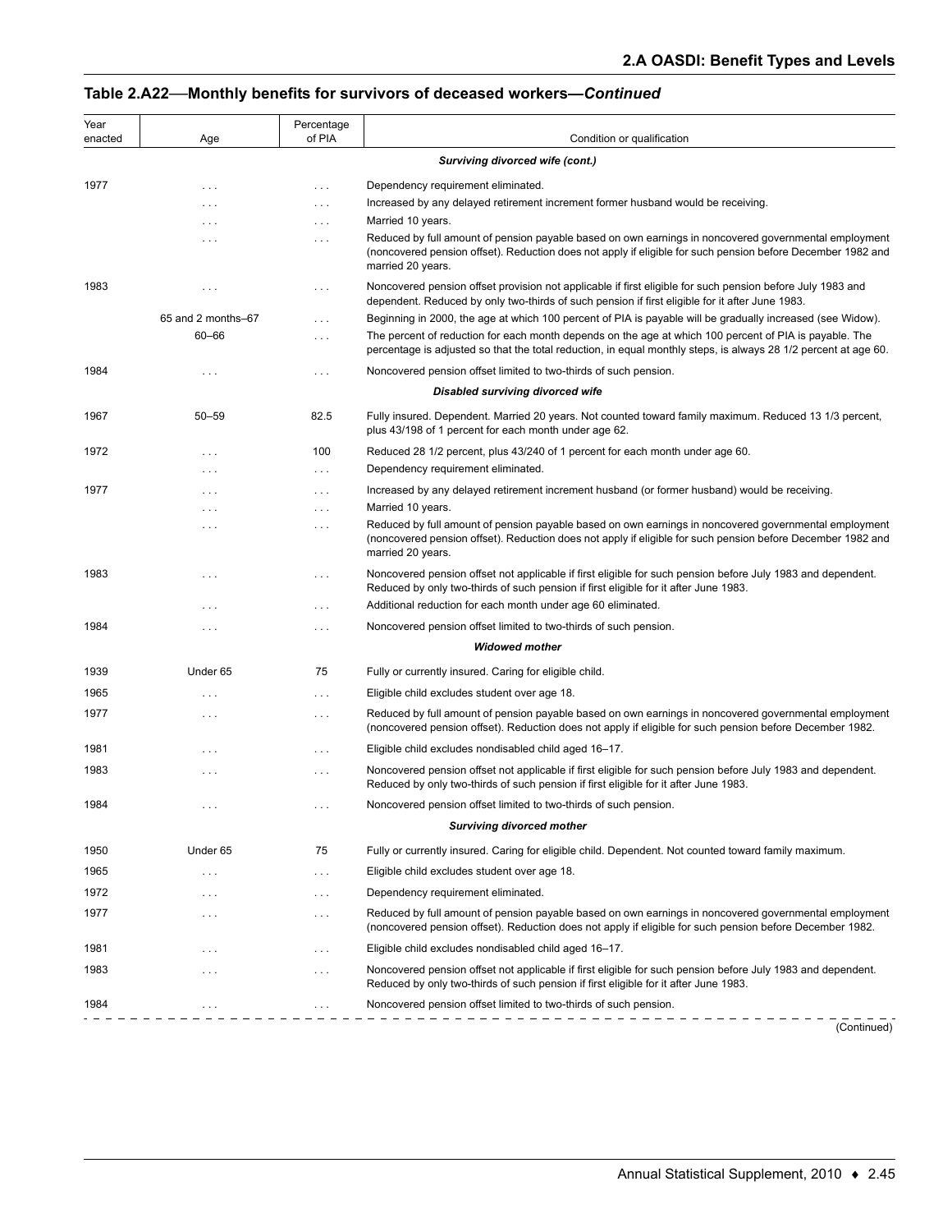## Table 2.A22—Monthly benefits for survivors of deceased workers—*Continued*

| Year enacted | Age | Percentage of PIA | Condition or qualification |
|---|---|---|---|
| | | | ***Surviving divorced wife (cont.)*** |
| 1977 | . . . | . . . | Dependency requirement eliminated. |
| | . . . | . . . | Increased by any delayed retirement increment former husband would be receiving. |
| | . . . | . . . | Married 10 years. |
| | . . . | . . . | Reduced by full amount of pension payable based on own earnings in noncovered governmental employment (noncovered pension offset). Reduction does not apply if eligible for such pension before December 1982 and married 20 years. |
| 1983 | . . . | . . . | Noncovered pension offset provision not applicable if first eligible for such pension before July 1983 and dependent. Reduced by only two-thirds of such pension if first eligible for it after June 1983. |
| | 65 and 2 months–67 | . . . | Beginning in 2000, the age at which 100 percent of PIA is payable will be gradually increased (see Widow). |
| | 60–66 | . . . | The percent of reduction for each month depends on the age at which 100 percent of PIA is payable. The percentage is adjusted so that the total reduction, in equal monthly steps, is always 28 1/2 percent at age 60. |
| 1984 | . . . | . . . | Noncovered pension offset limited to two-thirds of such pension. |
| | | | ***Disabled surviving divorced wife*** |
| 1967 | 50–59 | 82.5 | Fully insured. Dependent. Married 20 years. Not counted toward family maximum. Reduced 13 1/3 percent, plus 43/198 of 1 percent for each month under age 62. |
| 1972 | . . . | 100 | Reduced 28 1/2 percent, plus 43/240 of 1 percent for each month under age 60. |
| | . . . | . . . | Dependency requirement eliminated. |
| 1977 | . . . | . . . | Increased by any delayed retirement increment husband (or former husband) would be receiving. |
| | . . . | . . . | Married 10 years. |
| | . . . | . . . | Reduced by full amount of pension payable based on own earnings in noncovered governmental employment (noncovered pension offset). Reduction does not apply if eligible for such pension before December 1982 and married 20 years. |
| 1983 | . . . | . . . | Noncovered pension offset not applicable if first eligible for such pension before July 1983 and dependent. Reduced by only two-thirds of such pension if first eligible for it after June 1983. |
| | . . . | . . . | Additional reduction for each month under age 60 eliminated. |
| 1984 | . . . | . . . | Noncovered pension offset limited to two-thirds of such pension. |
| | | | ***Widowed mother*** |
| 1939 | Under 65 | 75 | Fully or currently insured. Caring for eligible child. |
| 1965 | . . . | . . . | Eligible child excludes student over age 18. |
| 1977 | . . . | . . . | Reduced by full amount of pension payable based on own earnings in noncovered governmental employment (noncovered pension offset). Reduction does not apply if eligible for such pension before December 1982. |
| 1981 | . . . | . . . | Eligible child excludes nondisabled child aged 16–17. |
| 1983 | . . . | . . . | Noncovered pension offset not applicable if first eligible for such pension before July 1983 and dependent. Reduced by only two-thirds of such pension if first eligible for it after June 1983. |
| 1984 | . . . | . . . | Noncovered pension offset limited to two-thirds of such pension. |
| | | | ***Surviving divorced mother*** |
| 1950 | Under 65 | 75 | Fully or currently insured. Caring for eligible child. Dependent. Not counted toward family maximum. |
| 1965 | . . . | . . . | Eligible child excludes student over age 18. |
| 1972 | . . . | . . . | Dependency requirement eliminated. |
| 1977 | . . . | . . . | Reduced by full amount of pension payable based on own earnings in noncovered governmental employment (noncovered pension offset). Reduction does not apply if eligible for such pension before December 1982. |
| 1981 | . . . | . . . | Eligible child excludes nondisabled child aged 16–17. |
| 1983 | . . . | . . . | Noncovered pension offset not applicable if first eligible for such pension before July 1983 and dependent. Reduced by only two-thirds of such pension if first eligible for it after June 1983. |
| 1984 | . . . | . . . | Noncovered pension offset limited to two-thirds of such pension. |

(Continued)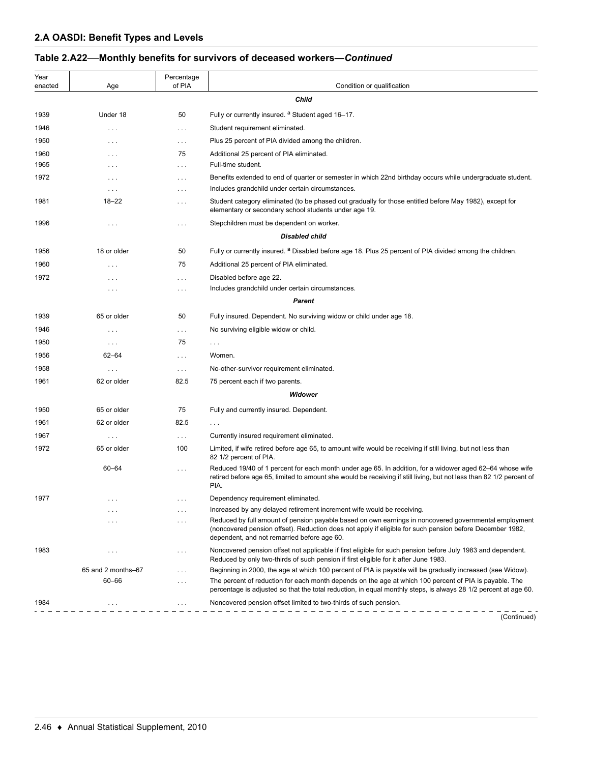## 2.A OASDI: Benefit Types and Levels

### Table 2.A22—Monthly benefits for survivors of deceased workers—*Continued*

| Year enacted | Age | Percentage of PIA | Condition or qualification |
|---|---|---|---|
| | | | ***Child*** |
| 1939 | Under 18 | 50 | Fully or currently insured. [a] Student aged 16–17. |
| 1946 | . . . | . . . | Student requirement eliminated. |
| 1950 | . . . | . . . | Plus 25 percent of PIA divided among the children. |
| 1960 | . . . | 75 | Additional 25 percent of PIA eliminated. |
| 1965 | . . . | . . . | Full-time student. |
| 1972 | . . . | . . . | Benefits extended to end of quarter or semester in which 22nd birthday occurs while undergraduate student. |
| | . . . | . . . | Includes grandchild under certain circumstances. |
| 1981 | 18–22 | . . . | Student category eliminated (to be phased out gradually for those entitled before May 1982), except for elementary or secondary school students under age 19. |
| 1996 | . . . | . . . | Stepchildren must be dependent on worker. |
| | | | ***Disabled child*** |
| 1956 | 18 or older | 50 | Fully or currently insured. [a] Disabled before age 18. Plus 25 percent of PIA divided among the children. |
| 1960 | . . . | 75 | Additional 25 percent of PIA eliminated. |
| 1972 | . . . | . . . | Disabled before age 22. |
| | . . . | . . . | Includes grandchild under certain circumstances. |
| | | | ***Parent*** |
| 1939 | 65 or older | 50 | Fully insured. Dependent. No surviving widow or child under age 18. |
| 1946 | . . . | . . . | No surviving eligible widow or child. |
| 1950 | . . . | 75 | . . . |
| 1956 | 62–64 | . . . | Women. |
| 1958 | . . . | . . . | No-other-survivor requirement eliminated. |
| 1961 | 62 or older | 82.5 | 75 percent each if two parents. |
| | | | ***Widower*** |
| 1950 | 65 or older | 75 | Fully and currently insured. Dependent. |
| 1961 | 62 or older | 82.5 | . . . |
| 1967 | . . . | . . . | Currently insured requirement eliminated. |
| 1972 | 65 or older | 100 | Limited, if wife retired before age 65, to amount wife would be receiving if still living, but not less than 82 1/2 percent of PIA. |
| | 60–64 | . . . | Reduced 19/40 of 1 percent for each month under age 65. In addition, for a widower aged 62–64 whose wife retired before age 65, limited to amount she would be receiving if still living, but not less than 82 1/2 percent of PIA. |
| 1977 | . . . | . . . | Dependency requirement eliminated. |
| | . . . | . . . | Increased by any delayed retirement increment wife would be receiving. |
| | . . . | . . . | Reduced by full amount of pension payable based on own earnings in noncovered governmental employment (noncovered pension offset). Reduction does not apply if eligible for such pension before December 1982, dependent, and not remarried before age 60. |
| 1983 | . . . | . . . | Noncovered pension offset not applicable if first eligible for such pension before July 1983 and dependent. Reduced by only two-thirds of such pension if first eligible for it after June 1983. |
| | 65 and 2 months–67 | . . . | Beginning in 2000, the age at which 100 percent of PIA is payable will be gradually increased (see Widow). |
| | 60–66 | . . . | The percent of reduction for each month depends on the age at which 100 percent of PIA is payable. The percentage is adjusted so that the total reduction, in equal monthly steps, is always 28 1/2 percent at age 60. |
| 1984 | . . . | . . . | Noncovered pension offset limited to two-thirds of such pension. |

(Continued)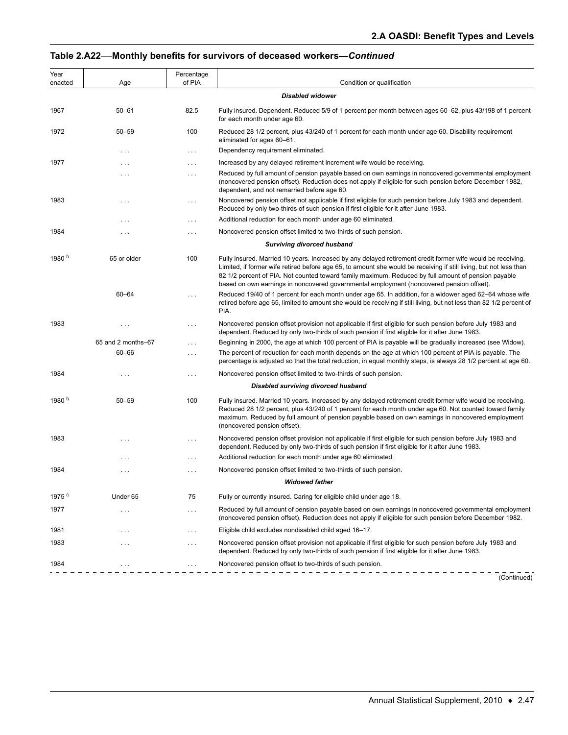## Table 2.A22—Monthly benefits for survivors of deceased workers—*Continued*

| Year enacted | Age | Percentage of PIA | Condition or qualification |
|---|---|---|---|
| | | | ***Disabled widower*** |
| 1967 | 50–61 | 82.5 | Fully insured. Dependent. Reduced 5/9 of 1 percent per month between ages 60–62, plus 43/198 of 1 percent for each month under age 60. |
| 1972 | 50–59 | 100 | Reduced 28 1/2 percent, plus 43/240 of 1 percent for each month under age 60. Disability requirement eliminated for ages 60–61. |
| | . . . | . . . | Dependency requirement eliminated. |
| 1977 | . . . | . . . | Increased by any delayed retirement increment wife would be receiving. |
| | . . . | . . . | Reduced by full amount of pension payable based on own earnings in noncovered governmental employment (noncovered pension offset). Reduction does not apply if eligible for such pension before December 1982, dependent, and not remarried before age 60. |
| 1983 | . . . | . . . | Noncovered pension offset not applicable if first eligible for such pension before July 1983 and dependent. Reduced by only two-thirds of such pension if first eligible for it after June 1983. |
| | . . . | . . . | Additional reduction for each month under age 60 eliminated. |
| 1984 | . . . | . . . | Noncovered pension offset limited to two-thirds of such pension. |
| | | | ***Surviving divorced husband*** |
| 1980 [b] | 65 or older | 100 | Fully insured. Married 10 years. Increased by any delayed retirement credit former wife would be receiving. Limited, if former wife retired before age 65, to amount she would be receiving if still living, but not less than 82 1/2 percent of PIA. Not counted toward family maximum. Reduced by full amount of pension payable based on own earnings in noncovered governmental employment (noncovered pension offset). |
| | 60–64 | . . . | Reduced 19/40 of 1 percent for each month under age 65. In addition, for a widower aged 62–64 whose wife retired before age 65, limited to amount she would be receiving if still living, but not less than 82 1/2 percent of PIA. |
| 1983 | . . . | . . . | Noncovered pension offset provision not applicable if first eligible for such pension before July 1983 and dependent. Reduced by only two-thirds of such pension if first eligible for it after June 1983. |
| | 65 and 2 months–67 | . . . | Beginning in 2000, the age at which 100 percent of PIA is payable will be gradually increased (see Widow). |
| | 60–66 | . . . | The percent of reduction for each month depends on the age at which 100 percent of PIA is payable. The percentage is adjusted so that the total reduction, in equal monthly steps, is always 28 1/2 percent at age 60. |
| 1984 | . . . | . . . | Noncovered pension offset limited to two-thirds of such pension. |
| | | | ***Disabled surviving divorced husband*** |
| 1980 [b] | 50–59 | 100 | Fully insured. Married 10 years. Increased by any delayed retirement credit former wife would be receiving. Reduced 28 1/2 percent, plus 43/240 of 1 percent for each month under age 60. Not counted toward family maximum. Reduced by full amount of pension payable based on own earnings in noncovered employment (noncovered pension offset). |
| 1983 | . . . | . . . | Noncovered pension offset provision not applicable if first eligible for such pension before July 1983 and dependent. Reduced by only two-thirds of such pension if first eligible for it after June 1983. |
| | . . . | . . . | Additional reduction for each month under age 60 eliminated. |
| 1984 | . . . | . . . | Noncovered pension offset limited to two-thirds of such pension. |
| | | | ***Widowed father*** |
| 1975 [c] | Under 65 | 75 | Fully or currently insured. Caring for eligible child under age 18. |
| 1977 | . . . | . . . | Reduced by full amount of pension payable based on own earnings in noncovered governmental employment (noncovered pension offset). Reduction does not apply if eligible for such pension before December 1982. |
| 1981 | . . . | . . . | Eligible child excludes nondisabled child aged 16–17. |
| 1983 | . . . | . . . | Noncovered pension offset provision not applicable if first eligible for such pension before July 1983 and dependent. Reduced by only two-thirds of such pension if first eligible for it after June 1983. |
| 1984 | . . . | . . . | Noncovered pension offset to two-thirds of such pension. |

(Continued)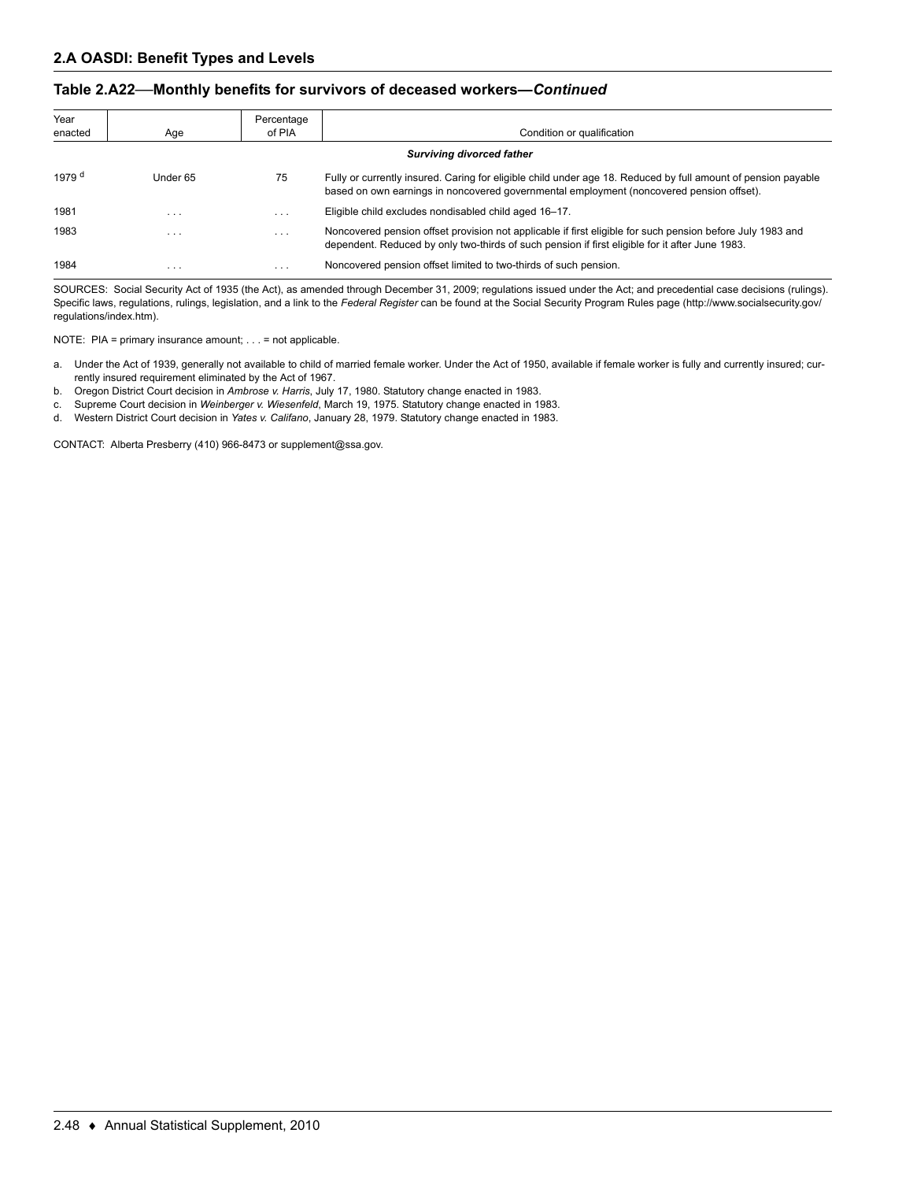## 2.A OASDI: Benefit Types and Levels

### Table 2.A22—Monthly benefits for survivors of deceased workers—*Continued*

| Year enacted | Age | Percentage of PIA | Condition or qualification |
|---|---|---|---|
| | | | ***Surviving divorced father*** |
| 1979 [d] | Under 65 | 75 | Fully or currently insured. Caring for eligible child under age 18. Reduced by full amount of pension payable based on own earnings in noncovered governmental employment (noncovered pension offset). |
| 1981 | . . . | . . . | Eligible child excludes nondisabled child aged 16–17. |
| 1983 | . . . | . . . | Noncovered pension offset provision not applicable if first eligible for such pension before July 1983 and dependent. Reduced by only two-thirds of such pension if first eligible for it after June 1983. |
| 1984 | . . . | . . . | Noncovered pension offset limited to two-thirds of such pension. |

SOURCES: Social Security Act of 1935 (the Act), as amended through December 31, 2009; regulations issued under the Act; and precedential case decisions (rulings). Specific laws, regulations, rulings, legislation, and a link to the *Federal Register* can be found at the Social Security Program Rules page (http://www.socialsecurity.gov/regulations/index.htm).

NOTE: PIA = primary insurance amount; . . . = not applicable.

a. Under the Act of 1939, generally not available to child of married female worker. Under the Act of 1950, available if female worker is fully and currently insured; currently insured requirement eliminated by the Act of 1967.

b. Oregon District Court decision in *Ambrose v. Harris*, July 17, 1980. Statutory change enacted in 1983.

c. Supreme Court decision in *Weinberger v. Wiesenfeld*, March 19, 1975. Statutory change enacted in 1983.

d. Western District Court decision in *Yates v. Califano*, January 28, 1979. Statutory change enacted in 1983.

CONTACT: Alberta Presberry (410) 966-8473 or supplement@ssa.gov.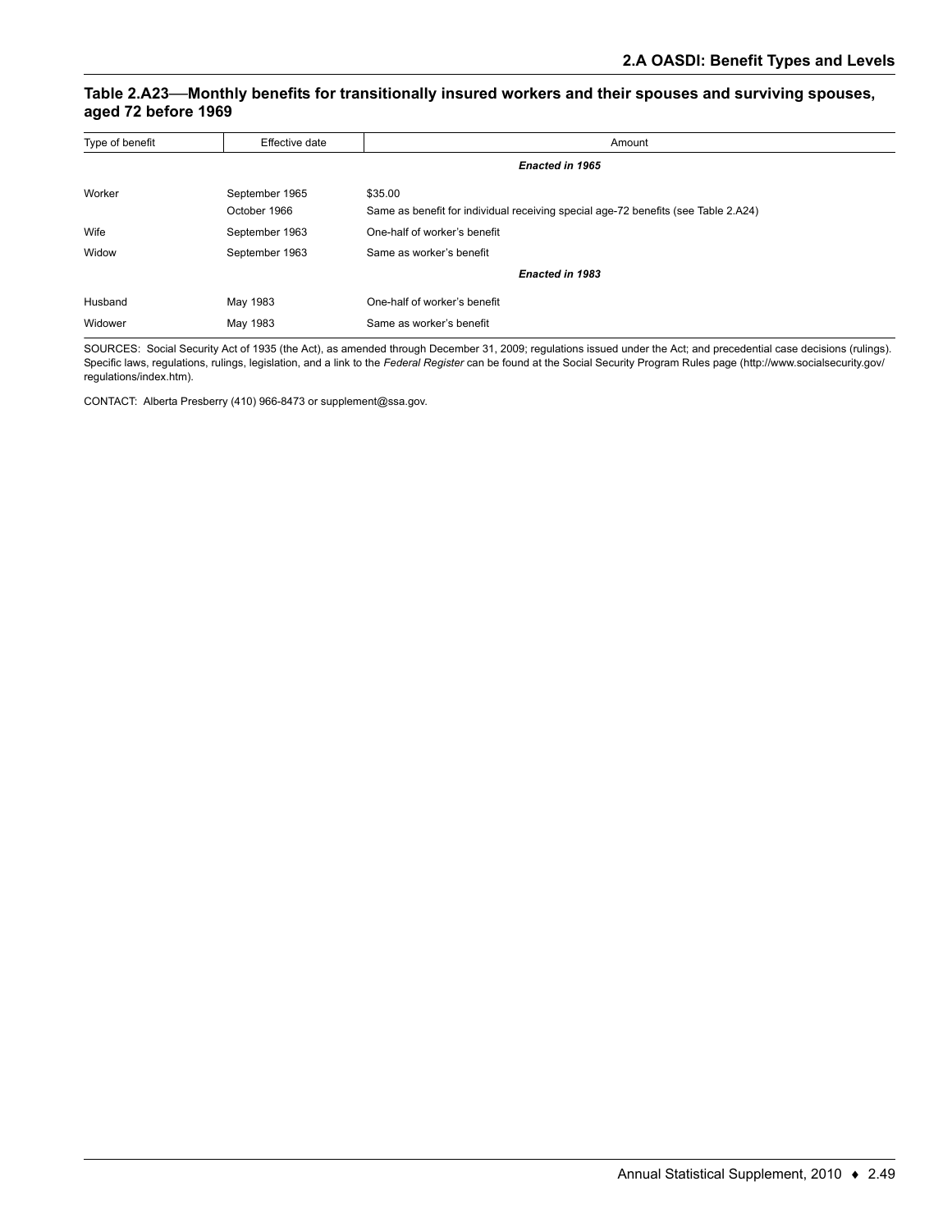### Table 2.A23—Monthly benefits for transitionally insured workers and their spouses and surviving spouses, aged 72 before 1969

| Type of benefit | Effective date | Amount |
|---|---|---|
| | | ***Enacted in 1965*** |
| Worker | September 1965 | $35.00 |
| | October 1966 | Same as benefit for individual receiving special age-72 benefits (see Table 2.A24) |
| Wife | September 1963 | One-half of worker's benefit |
| Widow | September 1963 | Same as worker's benefit |
| | | ***Enacted in 1983*** |
| Husband | May 1983 | One-half of worker's benefit |
| Widower | May 1983 | Same as worker's benefit |

SOURCES: Social Security Act of 1935 (the Act), as amended through December 31, 2009; regulations issued under the Act; and precedential case decisions (rulings). Specific laws, regulations, rulings, legislation, and a link to the *Federal Register* can be found at the Social Security Program Rules page (http://www.socialsecurity.gov/regulations/index.htm).

CONTACT: Alberta Presberry (410) 966-8473 or supplement@ssa.gov.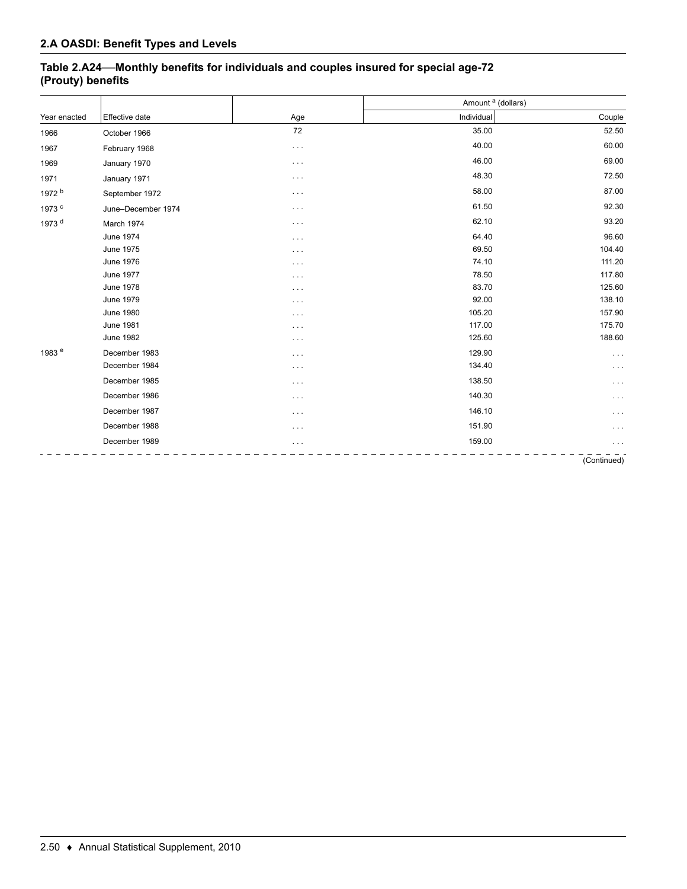## 2.A OASDI: Benefit Types and Levels

**Table 2.A24—Monthly benefits for individuals and couples insured for special age-72 (Prouty) benefits**

| Year enacted | Effective date | Age | Amount [a] (dollars) | |
|---|---|---|---|---|
| | | | Individual | Couple |
| 1966 | October 1966 | 72 | 35.00 | 52.50 |
| 1967 | February 1968 | . . . | 40.00 | 60.00 |
| 1969 | January 1970 | . . . | 46.00 | 69.00 |
| 1971 | January 1971 | . . . | 48.30 | 72.50 |
| 1972 [b] | September 1972 | . . . | 58.00 | 87.00 |
| 1973 [c] | June–December 1974 | . . . | 61.50 | 92.30 |
| 1973 [d] | March 1974 | . . . | 62.10 | 93.20 |
| | June 1974 | . . . | 64.40 | 96.60 |
| | June 1975 | . . . | 69.50 | 104.40 |
| | June 1976 | . . . | 74.10 | 111.20 |
| | June 1977 | . . . | 78.50 | 117.80 |
| | June 1978 | . . . | 83.70 | 125.60 |
| | June 1979 | . . . | 92.00 | 138.10 |
| | June 1980 | . . . | 105.20 | 157.90 |
| | June 1981 | . . . | 117.00 | 175.70 |
| | June 1982 | . . . | 125.60 | 188.60 |
| 1983 [e] | December 1983 | . . . | 129.90 | . . . |
| | December 1984 | . . . | 134.40 | . . . |
| | December 1985 | . . . | 138.50 | . . . |
| | December 1986 | . . . | 140.30 | . . . |
| | December 1987 | . . . | 146.10 | . . . |
| | December 1988 | . . . | 151.90 | . . . |
| | December 1989 | . . . | 159.00 | . . . |

(Continued)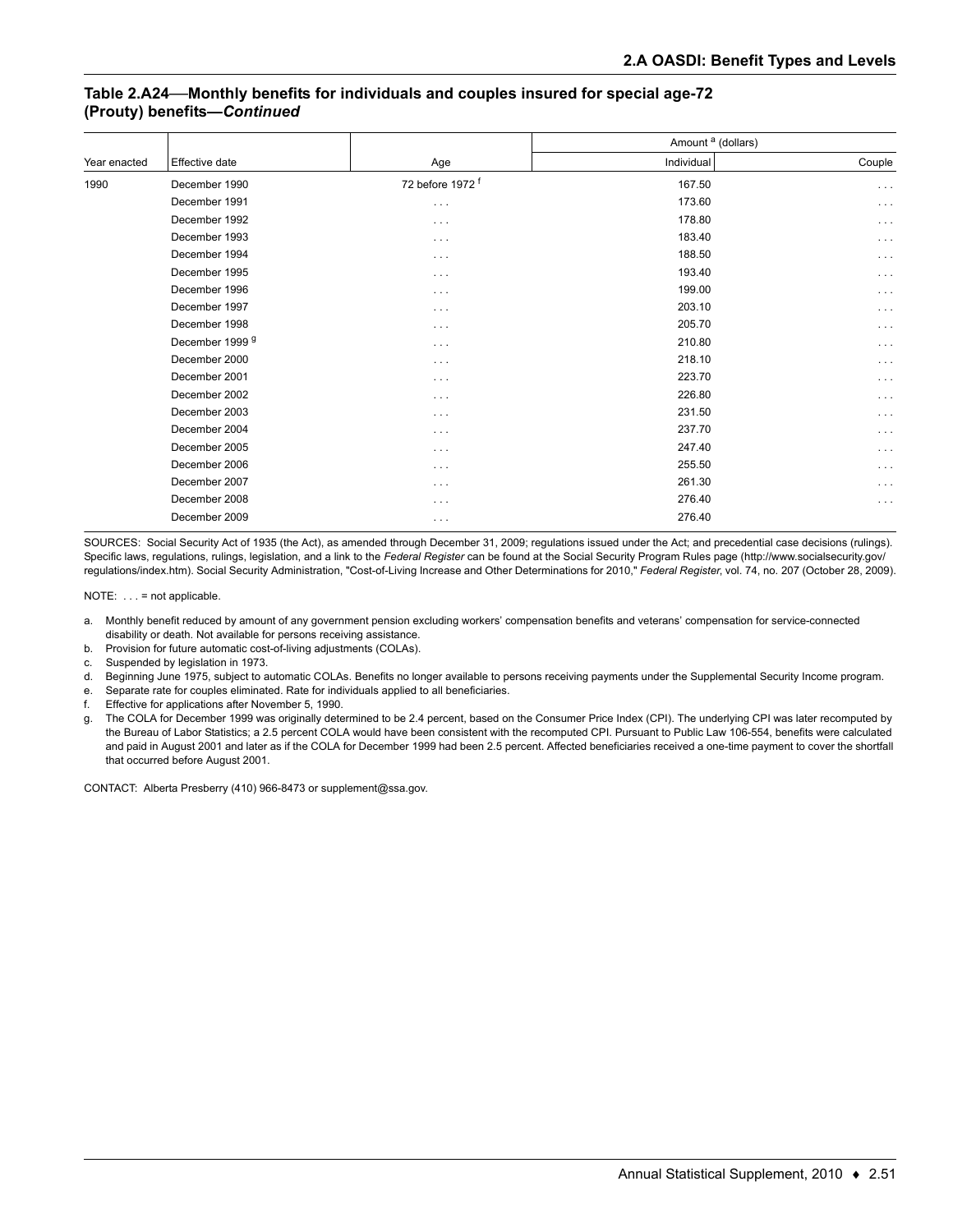### Table 2.A24—Monthly benefits for individuals and couples insured for special age-72 (Prouty) benefits—*Continued*

| Year enacted | Effective date | Age | Amount [a] (dollars) | |
|---|---|---|---|---|
| | | | Individual | Couple |
| 1990 | December 1990 | 72 before 1972 [f] | 167.50 | . . . |
| | December 1991 | . . . | 173.60 | . . . |
| | December 1992 | . . . | 178.80 | . . . |
| | December 1993 | . . . | 183.40 | . . . |
| | December 1994 | . . . | 188.50 | . . . |
| | December 1995 | . . . | 193.40 | . . . |
| | December 1996 | . . . | 199.00 | . . . |
| | December 1997 | . . . | 203.10 | . . . |
| | December 1998 | . . . | 205.70 | . . . |
| | December 1999 [g] | . . . | 210.80 | . . . |
| | December 2000 | . . . | 218.10 | . . . |
| | December 2001 | . . . | 223.70 | . . . |
| | December 2002 | . . . | 226.80 | . . . |
| | December 2003 | . . . | 231.50 | . . . |
| | December 2004 | . . . | 237.70 | . . . |
| | December 2005 | . . . | 247.40 | . . . |
| | December 2006 | . . . | 255.50 | . . . |
| | December 2007 | . . . | 261.30 | . . . |
| | December 2008 | . . . | 276.40 | . . . |
| | December 2009 | . . . | 276.40 | |

SOURCES: Social Security Act of 1935 (the Act), as amended through December 31, 2009; regulations issued under the Act; and precedential case decisions (rulings). Specific laws, regulations, rulings, legislation, and a link to the *Federal Register* can be found at the Social Security Program Rules page (http://www.socialsecurity.gov/regulations/index.htm). Social Security Administration, "Cost-of-Living Increase and Other Determinations for 2010," *Federal Register*, vol. 74, no. 207 (October 28, 2009).

NOTE: . . . = not applicable.

a. Monthly benefit reduced by amount of any government pension excluding workers' compensation benefits and veterans' compensation for service-connected disability or death. Not available for persons receiving assistance.

b. Provision for future automatic cost-of-living adjustments (COLAs).

c. Suspended by legislation in 1973.

d. Beginning June 1975, subject to automatic COLAs. Benefits no longer available to persons receiving payments under the Supplemental Security Income program.

e. Separate rate for couples eliminated. Rate for individuals applied to all beneficiaries.

f. Effective for applications after November 5, 1990.

g. The COLA for December 1999 was originally determined to be 2.4 percent, based on the Consumer Price Index (CPI). The underlying CPI was later recomputed by the Bureau of Labor Statistics; a 2.5 percent COLA would have been consistent with the recomputed CPI. Pursuant to Public Law 106-554, benefits were calculated and paid in August 2001 and later as if the COLA for December 1999 had been 2.5 percent. Affected beneficiaries received a one-time payment to cover the shortfall that occurred before August 2001.

CONTACT: Alberta Presberry (410) 966-8473 or supplement@ssa.gov.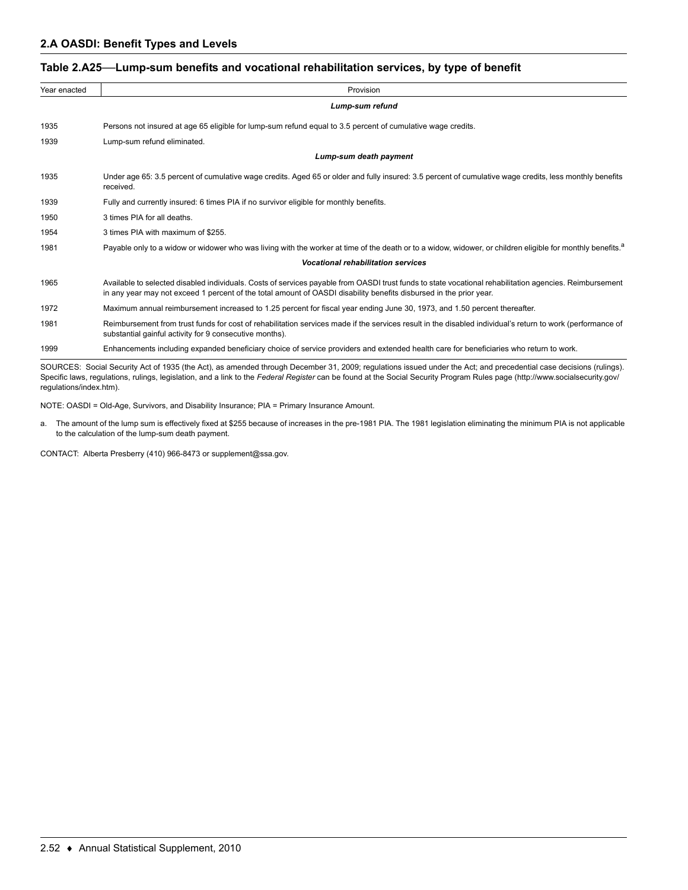## 2.A OASDI: Benefit Types and Levels

### Table 2.A25—Lump-sum benefits and vocational rehabilitation services, by type of benefit

| Year enacted | Provision |
|---|---|
| | ***Lump-sum refund*** |
| 1935 | Persons not insured at age 65 eligible for lump-sum refund equal to 3.5 percent of cumulative wage credits. |
| 1939 | Lump-sum refund eliminated. |
| | ***Lump-sum death payment*** |
| 1935 | Under age 65: 3.5 percent of cumulative wage credits. Aged 65 or older and fully insured: 3.5 percent of cumulative wage credits, less monthly benefits received. |
| 1939 | Fully and currently insured: 6 times PIA if no survivor eligible for monthly benefits. |
| 1950 | 3 times PIA for all deaths. |
| 1954 | 3 times PIA with maximum of $255. |
| 1981 | Payable only to a widow or widower who was living with the worker at time of the death or to a widow, widower, or children eligible for monthly benefits.[a] |
| | ***Vocational rehabilitation services*** |
| 1965 | Available to selected disabled individuals. Costs of services payable from OASDI trust funds to state vocational rehabilitation agencies. Reimbursement in any year may not exceed 1 percent of the total amount of OASDI disability benefits disbursed in the prior year. |
| 1972 | Maximum annual reimbursement increased to 1.25 percent for fiscal year ending June 30, 1973, and 1.50 percent thereafter. |
| 1981 | Reimbursement from trust funds for cost of rehabilitation services made if the services result in the disabled individual's return to work (performance of substantial gainful activity for 9 consecutive months). |
| 1999 | Enhancements including expanded beneficiary choice of service providers and extended health care for beneficiaries who return to work. |

SOURCES: Social Security Act of 1935 (the Act), as amended through December 31, 2009; regulations issued under the Act; and precedential case decisions (rulings). Specific laws, regulations, rulings, legislation, and a link to the *Federal Register* can be found at the Social Security Program Rules page (http://www.socialsecurity.gov/regulations/index.htm).

NOTE: OASDI = Old-Age, Survivors, and Disability Insurance; PIA = Primary Insurance Amount.

a. The amount of the lump sum is effectively fixed at $255 because of increases in the pre-1981 PIA. The 1981 legislation eliminating the minimum PIA is not applicable to the calculation of the lump-sum death payment.

CONTACT: Alberta Presberry (410) 966-8473 or supplement@ssa.gov.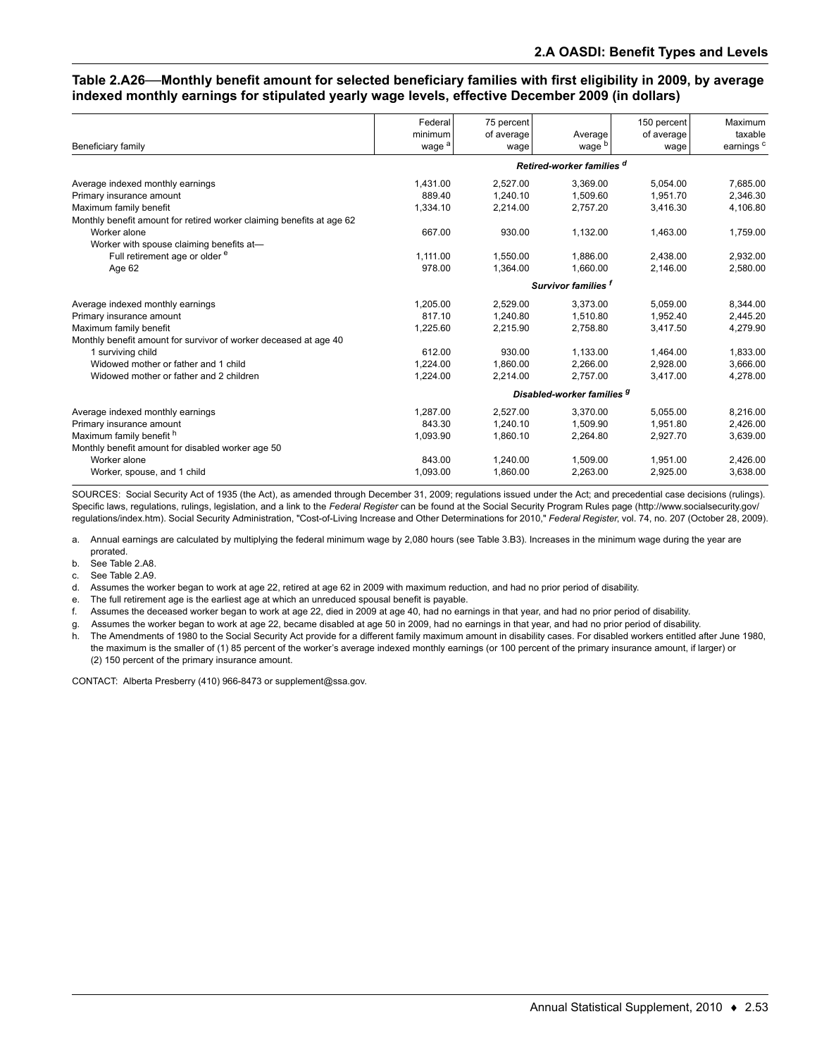**Table 2.A26—Monthly benefit amount for selected beneficiary families with first eligibility in 2009, by average indexed monthly earnings for stipulated yearly wage levels, effective December 2009 (in dollars)**

| Beneficiary family | Federal minimum wage [a] | 75 percent of average wage | Average wage [b] | 150 percent of average wage | Maximum taxable earnings [c] |
|---|---|---|---|---|---|
| | *Retired-worker families [d]* | | | | |
| Average indexed monthly earnings | 1,431.00 | 2,527.00 | 3,369.00 | 5,054.00 | 7,685.00 |
| Primary insurance amount | 889.40 | 1,240.10 | 1,509.60 | 1,951.70 | 2,346.30 |
| Maximum family benefit | 1,334.10 | 2,214.00 | 2,757.20 | 3,416.30 | 4,106.80 |
| Monthly benefit amount for retired worker claiming benefits at age 62 | | | | | |
| Worker alone | 667.00 | 930.00 | 1,132.00 | 1,463.00 | 1,759.00 |
| Worker with spouse claiming benefits at— | | | | | |
| Full retirement age or older [e] | 1,111.00 | 1,550.00 | 1,886.00 | 2,438.00 | 2,932.00 |
| Age 62 | 978.00 | 1,364.00 | 1,660.00 | 2,146.00 | 2,580.00 |
| | *Survivor families [f]* | | | | |
| Average indexed monthly earnings | 1,205.00 | 2,529.00 | 3,373.00 | 5,059.00 | 8,344.00 |
| Primary insurance amount | 817.10 | 1,240.80 | 1,510.80 | 1,952.40 | 2,445.20 |
| Maximum family benefit | 1,225.60 | 2,215.90 | 2,758.80 | 3,417.50 | 4,279.90 |
| Monthly benefit amount for survivor of worker deceased at age 40 | | | | | |
| 1 surviving child | 612.00 | 930.00 | 1,133.00 | 1,464.00 | 1,833.00 |
| Widowed mother or father and 1 child | 1,224.00 | 1,860.00 | 2,266.00 | 2,928.00 | 3,666.00 |
| Widowed mother or father and 2 children | 1,224.00 | 2,214.00 | 2,757.00 | 3,417.00 | 4,278.00 |
| | *Disabled-worker families [g]* | | | | |
| Average indexed monthly earnings | 1,287.00 | 2,527.00 | 3,370.00 | 5,055.00 | 8,216.00 |
| Primary insurance amount | 843.30 | 1,240.10 | 1,509.90 | 1,951.80 | 2,426.00 |
| Maximum family benefit [h] | 1,093.90 | 1,860.10 | 2,264.80 | 2,927.70 | 3,639.00 |
| Monthly benefit amount for disabled worker age 50 | | | | | |
| Worker alone | 843.00 | 1,240.00 | 1,509.00 | 1,951.00 | 2,426.00 |
| Worker, spouse, and 1 child | 1,093.00 | 1,860.00 | 2,263.00 | 2,925.00 | 3,638.00 |

SOURCES: Social Security Act of 1935 (the Act), as amended through December 31, 2009; regulations issued under the Act; and precedential case decisions (rulings). Specific laws, regulations, rulings, legislation, and a link to the *Federal Register* can be found at the Social Security Program Rules page (http://www.socialsecurity.gov/regulations/index.htm). Social Security Administration, "Cost-of-Living Increase and Other Determinations for 2010," *Federal Register*, vol. 74, no. 207 (October 28, 2009).

a. Annual earnings are calculated by multiplying the federal minimum wage by 2,080 hours (see Table 3.B3). Increases in the minimum wage during the year are prorated.

b. See Table 2.A8.

c. See Table 2.A9.

d. Assumes the worker began to work at age 22, retired at age 62 in 2009 with maximum reduction, and had no prior period of disability.

e. The full retirement age is the earliest age at which an unreduced spousal benefit is payable.

f. Assumes the deceased worker began to work at age 22, died in 2009 at age 40, had no earnings in that year, and had no prior period of disability.

g. Assumes the worker began to work at age 22, became disabled at age 50 in 2009, had no earnings in that year, and had no prior period of disability.

h. The Amendments of 1980 to the Social Security Act provide for a different family maximum amount in disability cases. For disabled workers entitled after June 1980, the maximum is the smaller of (1) 85 percent of the worker's average indexed monthly earnings (or 100 percent of the primary insurance amount, if larger) or (2) 150 percent of the primary insurance amount.

CONTACT: Alberta Presberry (410) 966-8473 or supplement@ssa.gov.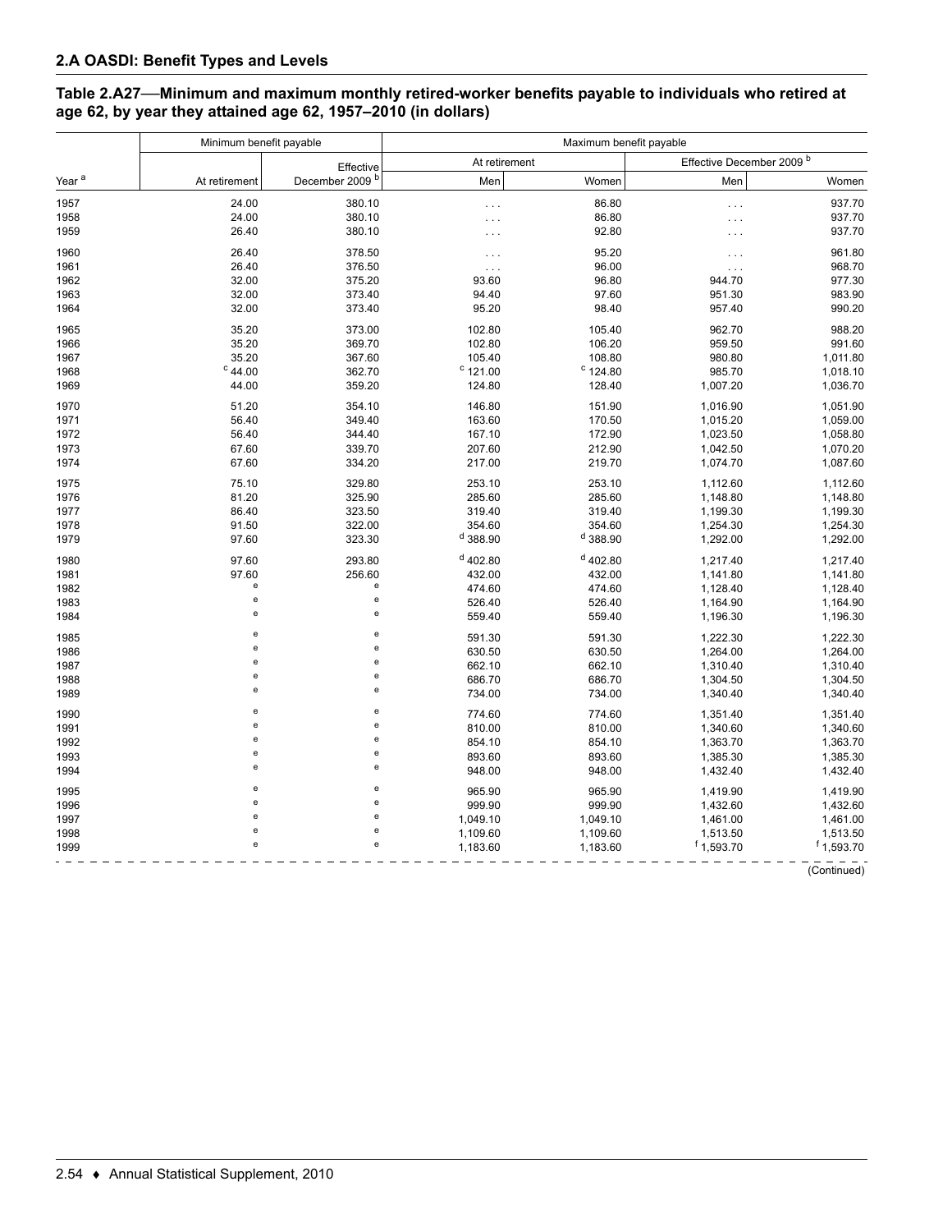## 2.A OASDI: Benefit Types and Levels

**Table 2.A27—Minimum and maximum monthly retired-worker benefits payable to individuals who retired at age 62, by year they attained age 62, 1957–2010 (in dollars)**

| Year [a] | Minimum benefit payable | | Maximum benefit payable | | | |
|---|---|---|---|---|---|---|
| | At retirement | Effective December 2009 [b] | At retirement | | Effective December 2009 [b] | |
| | | | Men | Women | Men | Women |
| 1957 | 24.00 | 380.10 | . . . | 86.80 | . . . | 937.70 |
| 1958 | 24.00 | 380.10 | . . . | 86.80 | . . . | 937.70 |
| 1959 | 26.40 | 380.10 | . . . | 92.80 | . . . | 937.70 |
| 1960 | 26.40 | 378.50 | . . . | 95.20 | . . . | 961.80 |
| 1961 | 26.40 | 376.50 | . . . | 96.00 | . . . | 968.70 |
| 1962 | 32.00 | 375.20 | 93.60 | 96.80 | 944.70 | 977.30 |
| 1963 | 32.00 | 373.40 | 94.40 | 97.60 | 951.30 | 983.90 |
| 1964 | 32.00 | 373.40 | 95.20 | 98.40 | 957.40 | 990.20 |
| 1965 | 35.20 | 373.00 | 102.80 | 105.40 | 962.70 | 988.20 |
| 1966 | 35.20 | 369.70 | 102.80 | 106.20 | 959.50 | 991.60 |
| 1967 | 35.20 | 367.60 | 105.40 | 108.80 | 980.80 | 1,011.80 |
| 1968 | [c] 44.00 | 362.70 | [c] 121.00 | [c] 124.80 | 985.70 | 1,018.10 |
| 1969 | 44.00 | 359.20 | 124.80 | 128.40 | 1,007.20 | 1,036.70 |
| 1970 | 51.20 | 354.10 | 146.80 | 151.90 | 1,016.90 | 1,051.90 |
| 1971 | 56.40 | 349.40 | 163.60 | 170.50 | 1,015.20 | 1,059.00 |
| 1972 | 56.40 | 344.40 | 167.10 | 172.90 | 1,023.50 | 1,058.80 |
| 1973 | 67.60 | 339.70 | 207.60 | 212.90 | 1,042.50 | 1,070.20 |
| 1974 | 67.60 | 334.20 | 217.00 | 219.70 | 1,074.70 | 1,087.60 |
| 1975 | 75.10 | 329.80 | 253.10 | 253.10 | 1,112.60 | 1,112.60 |
| 1976 | 81.20 | 325.90 | 285.60 | 285.60 | 1,148.80 | 1,148.80 |
| 1977 | 86.40 | 323.50 | 319.40 | 319.40 | 1,199.30 | 1,199.30 |
| 1978 | 91.50 | 322.00 | 354.60 | 354.60 | 1,254.30 | 1,254.30 |
| 1979 | 97.60 | 323.30 | [d] 388.90 | [d] 388.90 | 1,292.00 | 1,292.00 |
| 1980 | 97.60 | 293.80 | [d] 402.80 | [d] 402.80 | 1,217.40 | 1,217.40 |
| 1981 | 97.60 | 256.60 | 432.00 | 432.00 | 1,141.80 | 1,141.80 |
| 1982 | [e] | [e] | 474.60 | 474.60 | 1,128.40 | 1,128.40 |
| 1983 | [e] | [e] | 526.40 | 526.40 | 1,164.90 | 1,164.90 |
| 1984 | [e] | [e] | 559.40 | 559.40 | 1,196.30 | 1,196.30 |
| 1985 | [e] | [e] | 591.30 | 591.30 | 1,222.30 | 1,222.30 |
| 1986 | [e] | [e] | 630.50 | 630.50 | 1,264.00 | 1,264.00 |
| 1987 | [e] | [e] | 662.10 | 662.10 | 1,310.40 | 1,310.40 |
| 1988 | [e] | [e] | 686.70 | 686.70 | 1,304.50 | 1,304.50 |
| 1989 | [e] | [e] | 734.00 | 734.00 | 1,340.40 | 1,340.40 |
| 1990 | [e] | [e] | 774.60 | 774.60 | 1,351.40 | 1,351.40 |
| 1991 | [e] | [e] | 810.00 | 810.00 | 1,340.60 | 1,340.60 |
| 1992 | [e] | [e] | 854.10 | 854.10 | 1,363.70 | 1,363.70 |
| 1993 | [e] | [e] | 893.60 | 893.60 | 1,385.30 | 1,385.30 |
| 1994 | [e] | [e] | 948.00 | 948.00 | 1,432.40 | 1,432.40 |
| 1995 | [e] | [e] | 965.90 | 965.90 | 1,419.90 | 1,419.90 |
| 1996 | [e] | [e] | 999.90 | 999.90 | 1,432.60 | 1,432.60 |
| 1997 | [e] | [e] | 1,049.10 | 1,049.10 | 1,461.00 | 1,461.00 |
| 1998 | [e] | [e] | 1,109.60 | 1,109.60 | 1,513.50 | 1,513.50 |
| 1999 | [e] | [e] | 1,183.60 | 1,183.60 | [f] 1,593.70 | [f] 1,593.70 |

(Continued)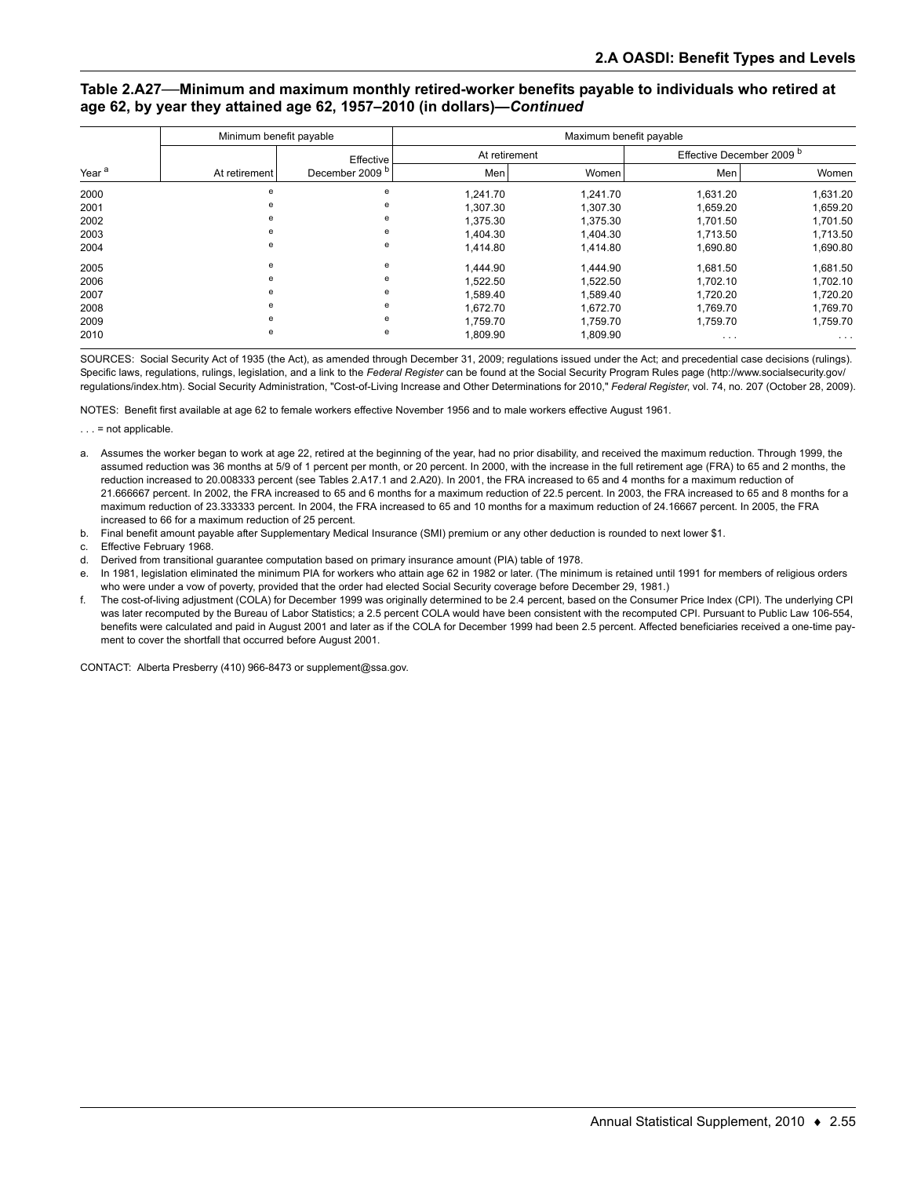### Table 2.A27—Minimum and maximum monthly retired-worker benefits payable to individuals who retired at age 62, by year they attained age 62, 1957–2010 (in dollars)—*Continued*

| Year [a] | Minimum benefit payable | | Maximum benefit payable | | | |
|---|---|---|---|---|---|---|
| | At retirement | Effective December 2009 [b] | At retirement | | Effective December 2009 [b] | |
| | | | Men | Women | Men | Women |
| 2000 | e | e | 1,241.70 | 1,241.70 | 1,631.20 | 1,631.20 |
| 2001 | e | e | 1,307.30 | 1,307.30 | 1,659.20 | 1,659.20 |
| 2002 | e | e | 1,375.30 | 1,375.30 | 1,701.50 | 1,701.50 |
| 2003 | e | e | 1,404.30 | 1,404.30 | 1,713.50 | 1,713.50 |
| 2004 | e | e | 1,414.80 | 1,414.80 | 1,690.80 | 1,690.80 |
| 2005 | e | e | 1,444.90 | 1,444.90 | 1,681.50 | 1,681.50 |
| 2006 | e | e | 1,522.50 | 1,522.50 | 1,702.10 | 1,702.10 |
| 2007 | e | e | 1,589.40 | 1,589.40 | 1,720.20 | 1,720.20 |
| 2008 | e | e | 1,672.70 | 1,672.70 | 1,769.70 | 1,769.70 |
| 2009 | e | e | 1,759.70 | 1,759.70 | 1,759.70 | 1,759.70 |
| 2010 | e | e | 1,809.90 | 1,809.90 | . . . | . . . |

SOURCES: Social Security Act of 1935 (the Act), as amended through December 31, 2009; regulations issued under the Act; and precedential case decisions (rulings). Specific laws, regulations, rulings, legislation, and a link to the *Federal Register* can be found at the Social Security Program Rules page (http://www.socialsecurity.gov/regulations/index.htm). Social Security Administration, "Cost-of-Living Increase and Other Determinations for 2010," *Federal Register*, vol. 74, no. 207 (October 28, 2009).

NOTES: Benefit first available at age 62 to female workers effective November 1956 and to male workers effective August 1961.

. . . = not applicable.

a. Assumes the worker began to work at age 22, retired at the beginning of the year, had no prior disability, and received the maximum reduction. Through 1999, the assumed reduction was 36 months at 5/9 of 1 percent per month, or 20 percent. In 2000, with the increase in the full retirement age (FRA) to 65 and 2 months, the reduction increased to 20.008333 percent (see Tables 2.A17.1 and 2.A20). In 2001, the FRA increased to 65 and 4 months for a maximum reduction of 21.666667 percent. In 2002, the FRA increased to 65 and 6 months for a maximum reduction of 22.5 percent. In 2003, the FRA increased to 65 and 8 months for a maximum reduction of 23.333333 percent. In 2004, the FRA increased to 65 and 10 months for a maximum reduction of 24.16667 percent. In 2005, the FRA increased to 66 for a maximum reduction of 25 percent.

b. Final benefit amount payable after Supplementary Medical Insurance (SMI) premium or any other deduction is rounded to next lower $1.

c. Effective February 1968.

d. Derived from transitional guarantee computation based on primary insurance amount (PIA) table of 1978.

e. In 1981, legislation eliminated the minimum PIA for workers who attain age 62 in 1982 or later. (The minimum is retained until 1991 for members of religious orders who were under a vow of poverty, provided that the order had elected Social Security coverage before December 29, 1981.)

f. The cost-of-living adjustment (COLA) for December 1999 was originally determined to be 2.4 percent, based on the Consumer Price Index (CPI). The underlying CPI was later recomputed by the Bureau of Labor Statistics; a 2.5 percent COLA would have been consistent with the recomputed CPI. Pursuant to Public Law 106-554, benefits were calculated and paid in August 2001 and later as if the COLA for December 1999 had been 2.5 percent. Affected beneficiaries received a one-time payment to cover the shortfall that occurred before August 2001.

CONTACT: Alberta Presberry (410) 966-8473 or supplement@ssa.gov.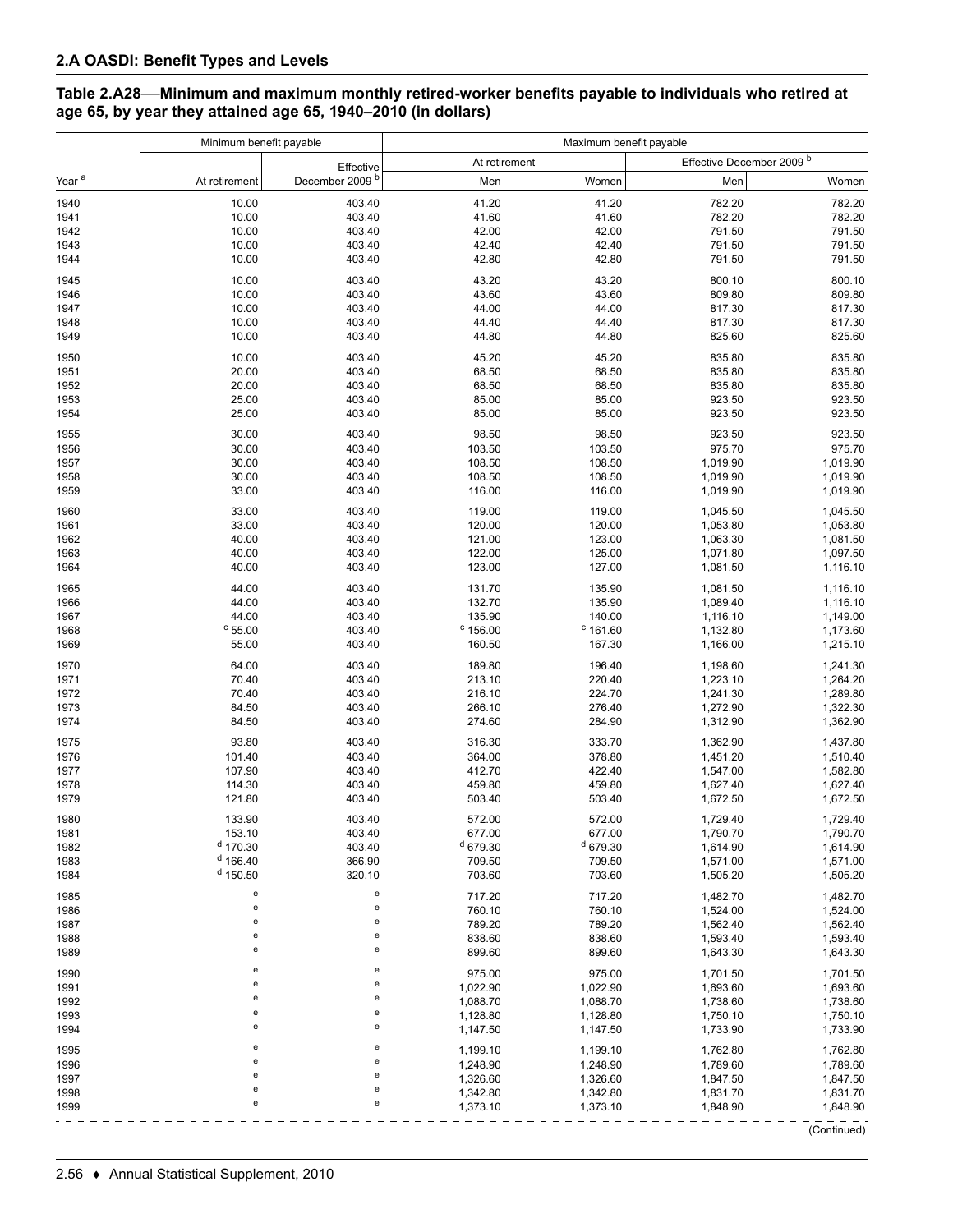## Table 2.A28—Minimum and maximum monthly retired-worker benefits payable to individuals who retired at age 65, by year they attained age 65, 1940–2010 (in dollars)

| Year [a] | Minimum benefit payable | | Maximum benefit payable | | | |
|---|---|---|---|---|---|---|
| | At retirement | Effective December 2009 [b] | At retirement | | Effective December 2009 [b] | |
| | | | Men | Women | Men | Women |
| 1940 | 10.00 | 403.40 | 41.20 | 41.20 | 782.20 | 782.20 |
| 1941 | 10.00 | 403.40 | 41.60 | 41.60 | 782.20 | 782.20 |
| 1942 | 10.00 | 403.40 | 42.00 | 42.00 | 791.50 | 791.50 |
| 1943 | 10.00 | 403.40 | 42.40 | 42.40 | 791.50 | 791.50 |
| 1944 | 10.00 | 403.40 | 42.80 | 42.80 | 791.50 | 791.50 |
| 1945 | 10.00 | 403.40 | 43.20 | 43.20 | 800.10 | 800.10 |
| 1946 | 10.00 | 403.40 | 43.60 | 43.60 | 809.80 | 809.80 |
| 1947 | 10.00 | 403.40 | 44.00 | 44.00 | 817.30 | 817.30 |
| 1948 | 10.00 | 403.40 | 44.40 | 44.40 | 817.30 | 817.30 |
| 1949 | 10.00 | 403.40 | 44.80 | 44.80 | 825.60 | 825.60 |
| 1950 | 10.00 | 403.40 | 45.20 | 45.20 | 835.80 | 835.80 |
| 1951 | 20.00 | 403.40 | 68.50 | 68.50 | 835.80 | 835.80 |
| 1952 | 20.00 | 403.40 | 68.50 | 68.50 | 835.80 | 835.80 |
| 1953 | 25.00 | 403.40 | 85.00 | 85.00 | 923.50 | 923.50 |
| 1954 | 25.00 | 403.40 | 85.00 | 85.00 | 923.50 | 923.50 |
| 1955 | 30.00 | 403.40 | 98.50 | 98.50 | 923.50 | 923.50 |
| 1956 | 30.00 | 403.40 | 103.50 | 103.50 | 975.70 | 975.70 |
| 1957 | 30.00 | 403.40 | 108.50 | 108.50 | 1,019.90 | 1,019.90 |
| 1958 | 30.00 | 403.40 | 108.50 | 108.50 | 1,019.90 | 1,019.90 |
| 1959 | 33.00 | 403.40 | 116.00 | 116.00 | 1,019.90 | 1,019.90 |
| 1960 | 33.00 | 403.40 | 119.00 | 119.00 | 1,045.50 | 1,045.50 |
| 1961 | 33.00 | 403.40 | 120.00 | 120.00 | 1,053.80 | 1,053.80 |
| 1962 | 40.00 | 403.40 | 121.00 | 123.00 | 1,063.30 | 1,081.50 |
| 1963 | 40.00 | 403.40 | 122.00 | 125.00 | 1,071.80 | 1,097.50 |
| 1964 | 40.00 | 403.40 | 123.00 | 127.00 | 1,081.50 | 1,116.10 |
| 1965 | 44.00 | 403.40 | 131.70 | 135.90 | 1,081.50 | 1,116.10 |
| 1966 | 44.00 | 403.40 | 132.70 | 135.90 | 1,089.40 | 1,116.10 |
| 1967 | 44.00 | 403.40 | 135.90 | 140.00 | 1,116.10 | 1,149.00 |
| 1968 | [c] 55.00 | 403.40 | [c] 156.00 | [c] 161.60 | 1,132.80 | 1,173.60 |
| 1969 | 55.00 | 403.40 | 160.50 | 167.30 | 1,166.00 | 1,215.10 |
| 1970 | 64.00 | 403.40 | 189.80 | 196.40 | 1,198.60 | 1,241.30 |
| 1971 | 70.40 | 403.40 | 213.10 | 220.40 | 1,223.10 | 1,264.20 |
| 1972 | 70.40 | 403.40 | 216.10 | 224.70 | 1,241.30 | 1,289.80 |
| 1973 | 84.50 | 403.40 | 266.10 | 276.40 | 1,272.90 | 1,322.30 |
| 1974 | 84.50 | 403.40 | 274.60 | 284.90 | 1,312.90 | 1,362.90 |
| 1975 | 93.80 | 403.40 | 316.30 | 333.70 | 1,362.90 | 1,437.80 |
| 1976 | 101.40 | 403.40 | 364.00 | 378.80 | 1,451.20 | 1,510.40 |
| 1977 | 107.90 | 403.40 | 412.70 | 422.40 | 1,547.00 | 1,582.80 |
| 1978 | 114.30 | 403.40 | 459.80 | 459.80 | 1,627.40 | 1,627.40 |
| 1979 | 121.80 | 403.40 | 503.40 | 503.40 | 1,672.50 | 1,672.50 |
| 1980 | 133.90 | 403.40 | 572.00 | 572.00 | 1,729.40 | 1,729.40 |
| 1981 | 153.10 | 403.40 | 677.00 | 677.00 | 1,790.70 | 1,790.70 |
| 1982 | [d] 170.30 | 403.40 | [d] 679.30 | [d] 679.30 | 1,614.90 | 1,614.90 |
| 1983 | [d] 166.40 | 366.90 | 709.50 | 709.50 | 1,571.00 | 1,571.00 |
| 1984 | [d] 150.50 | 320.10 | 703.60 | 703.60 | 1,505.20 | 1,505.20 |
| 1985 | e | e | 717.20 | 717.20 | 1,482.70 | 1,482.70 |
| 1986 | e | e | 760.10 | 760.10 | 1,524.00 | 1,524.00 |
| 1987 | e | e | 789.20 | 789.20 | 1,562.40 | 1,562.40 |
| 1988 | e | e | 838.60 | 838.60 | 1,593.40 | 1,593.40 |
| 1989 | e | e | 899.60 | 899.60 | 1,643.30 | 1,643.30 |
| 1990 | e | e | 975.00 | 975.00 | 1,701.50 | 1,701.50 |
| 1991 | e | e | 1,022.90 | 1,022.90 | 1,693.60 | 1,693.60 |
| 1992 | e | e | 1,088.70 | 1,088.70 | 1,738.60 | 1,738.60 |
| 1993 | e | e | 1,128.80 | 1,128.80 | 1,750.10 | 1,750.10 |
| 1994 | e | e | 1,147.50 | 1,147.50 | 1,733.90 | 1,733.90 |
| 1995 | e | e | 1,199.10 | 1,199.10 | 1,762.80 | 1,762.80 |
| 1996 | e | e | 1,248.90 | 1,248.90 | 1,789.60 | 1,789.60 |
| 1997 | e | e | 1,326.60 | 1,326.60 | 1,847.50 | 1,847.50 |
| 1998 | e | e | 1,342.80 | 1,342.80 | 1,831.70 | 1,831.70 |
| 1999 | e | e | 1,373.10 | 1,373.10 | 1,848.90 | 1,848.90 |

(Continued)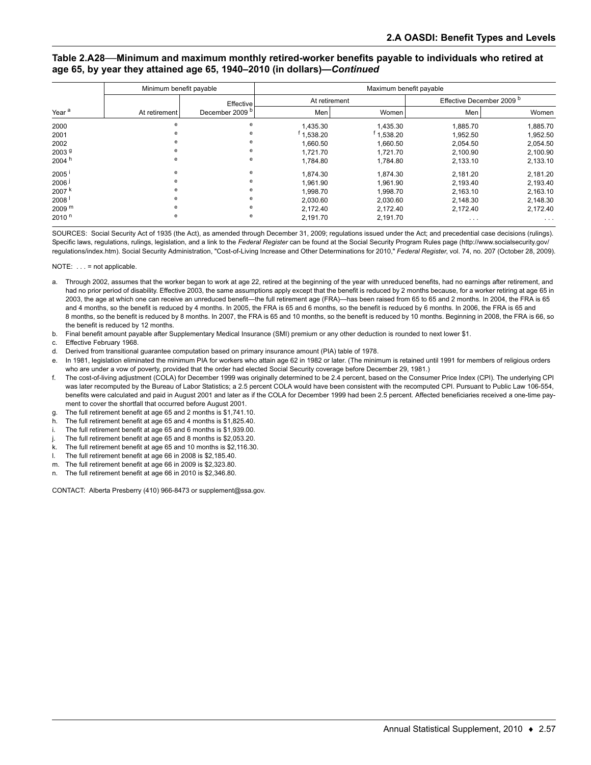## Table 2.A28—Minimum and maximum monthly retired-worker benefits payable to individuals who retired at age 65, by year they attained age 65, 1940–2010 (in dollars)—*Continued*

| Year [a] | Minimum benefit payable | | Maximum benefit payable | | | |
|---|---|---|---|---|---|---|
| | At retirement | Effective December 2009 [b] | At retirement | | Effective December 2009 [b] | |
| | | | Men | Women | Men | Women |
| 2000 | [e] | [e] | 1,435.30 | 1,435.30 | 1,885.70 | 1,885.70 |
| 2001 | [e] | [e] | [f] 1,538.20 | [f] 1,538.20 | 1,952.50 | 1,952.50 |
| 2002 | [e] | [e] | 1,660.50 | 1,660.50 | 2,054.50 | 2,054.50 |
| 2003 [g] | [e] | [e] | 1,721.70 | 1,721.70 | 2,100.90 | 2,100.90 |
| 2004 [h] | [e] | [e] | 1,784.80 | 1,784.80 | 2,133.10 | 2,133.10 |
| 2005 [i] | [e] | [e] | 1,874.30 | 1,874.30 | 2,181.20 | 2,181.20 |
| 2006 [j] | [e] | [e] | 1,961.90 | 1,961.90 | 2,193.40 | 2,193.40 |
| 2007 [k] | [e] | [e] | 1,998.70 | 1,998.70 | 2,163.10 | 2,163.10 |
| 2008 [l] | [e] | [e] | 2,030.60 | 2,030.60 | 2,148.30 | 2,148.30 |
| 2009 [m] | [e] | [e] | 2,172.40 | 2,172.40 | 2,172.40 | 2,172.40 |
| 2010 [n] | [e] | [e] | 2,191.70 | 2,191.70 | . . . | . . . |

SOURCES: Social Security Act of 1935 (the Act), as amended through December 31, 2009; regulations issued under the Act; and precedential case decisions (rulings). Specific laws, regulations, rulings, legislation, and a link to the *Federal Register* can be found at the Social Security Program Rules page (http://www.socialsecurity.gov/regulations/index.htm). Social Security Administration, "Cost-of-Living Increase and Other Determinations for 2010," *Federal Register*, vol. 74, no. 207 (October 28, 2009).

NOTE: . . . = not applicable.

a. Through 2002, assumes that the worker began to work at age 22, retired at the beginning of the year with unreduced benefits, had no earnings after retirement, and had no prior period of disability. Effective 2003, the same assumptions apply except that the benefit is reduced by 2 months because, for a worker retiring at age 65 in 2003, the age at which one can receive an unreduced benefit—the full retirement age (FRA)—has been raised from 65 to 65 and 2 months. In 2004, the FRA is 65 and 4 months, so the benefit is reduced by 4 months. In 2005, the FRA is 65 and 6 months, so the benefit is reduced by 6 months. In 2006, the FRA is 65 and 8 months, so the benefit is reduced by 8 months. In 2007, the FRA is 65 and 10 months, so the benefit is reduced by 10 months. Beginning in 2008, the FRA is 66, so the benefit is reduced by 12 months.

b. Final benefit amount payable after Supplementary Medical Insurance (SMI) premium or any other deduction is rounded to next lower $1.

c. Effective February 1968.

d. Derived from transitional guarantee computation based on primary insurance amount (PIA) table of 1978.

e. In 1981, legislation eliminated the minimum PIA for workers who attain age 62 in 1982 or later. (The minimum is retained until 1991 for members of religious orders who are under a vow of poverty, provided that the order had elected Social Security coverage before December 29, 1981.)

f. The cost-of-living adjustment (COLA) for December 1999 was originally determined to be 2.4 percent, based on the Consumer Price Index (CPI). The underlying CPI was later recomputed by the Bureau of Labor Statistics; a 2.5 percent COLA would have been consistent with the recomputed CPI. Pursuant to Public Law 106-554, benefits were calculated and paid in August 2001 and later as if the COLA for December 1999 had been 2.5 percent. Affected beneficiaries received a one-time payment to cover the shortfall that occurred before August 2001.

g. The full retirement benefit at age 65 and 2 months is $1,741.10.

h. The full retirement benefit at age 65 and 4 months is $1,825.40.

i. The full retirement benefit at age 65 and 6 months is $1,939.00.

j. The full retirement benefit at age 65 and 8 months is $2,053.20.

k. The full retirement benefit at age 65 and 10 months is $2,116.30.

l. The full retirement benefit at age 66 in 2008 is $2,185.40.

m. The full retirement benefit at age 66 in 2009 is $2,323.80.

n. The full retirement benefit at age 66 in 2010 is $2,346.80.

CONTACT: Alberta Presberry (410) 966-8473 or supplement@ssa.gov.